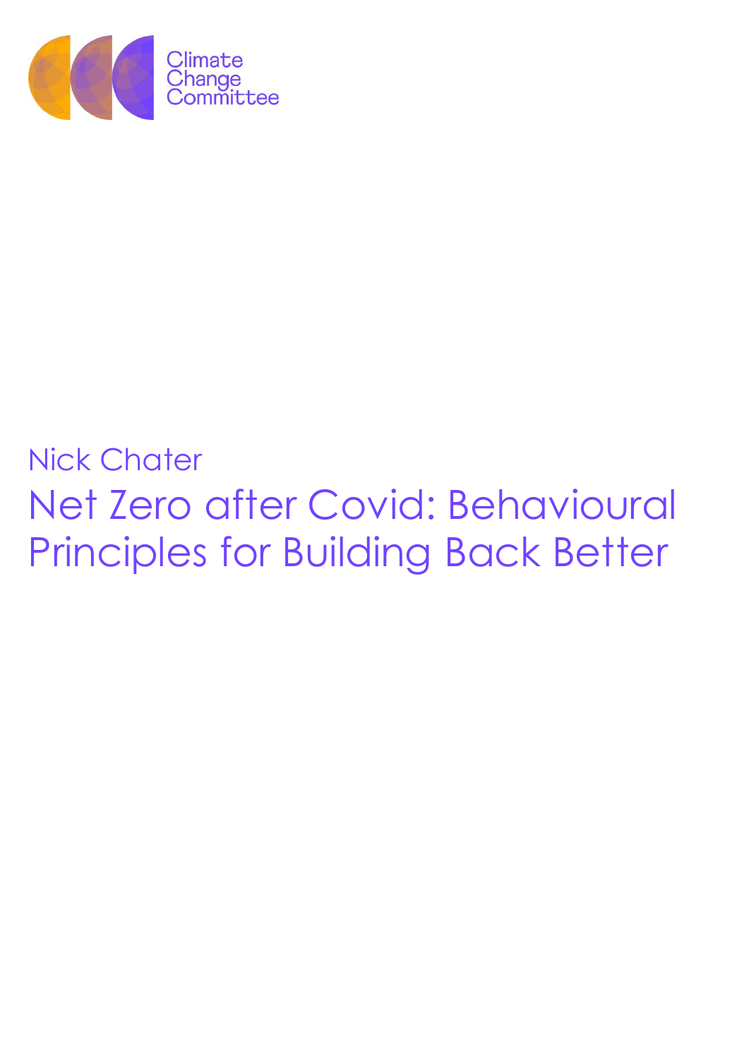Climate Change Committee

Nick Chater

# Net Zero after Covid: Behavioural Principles for Building Back Better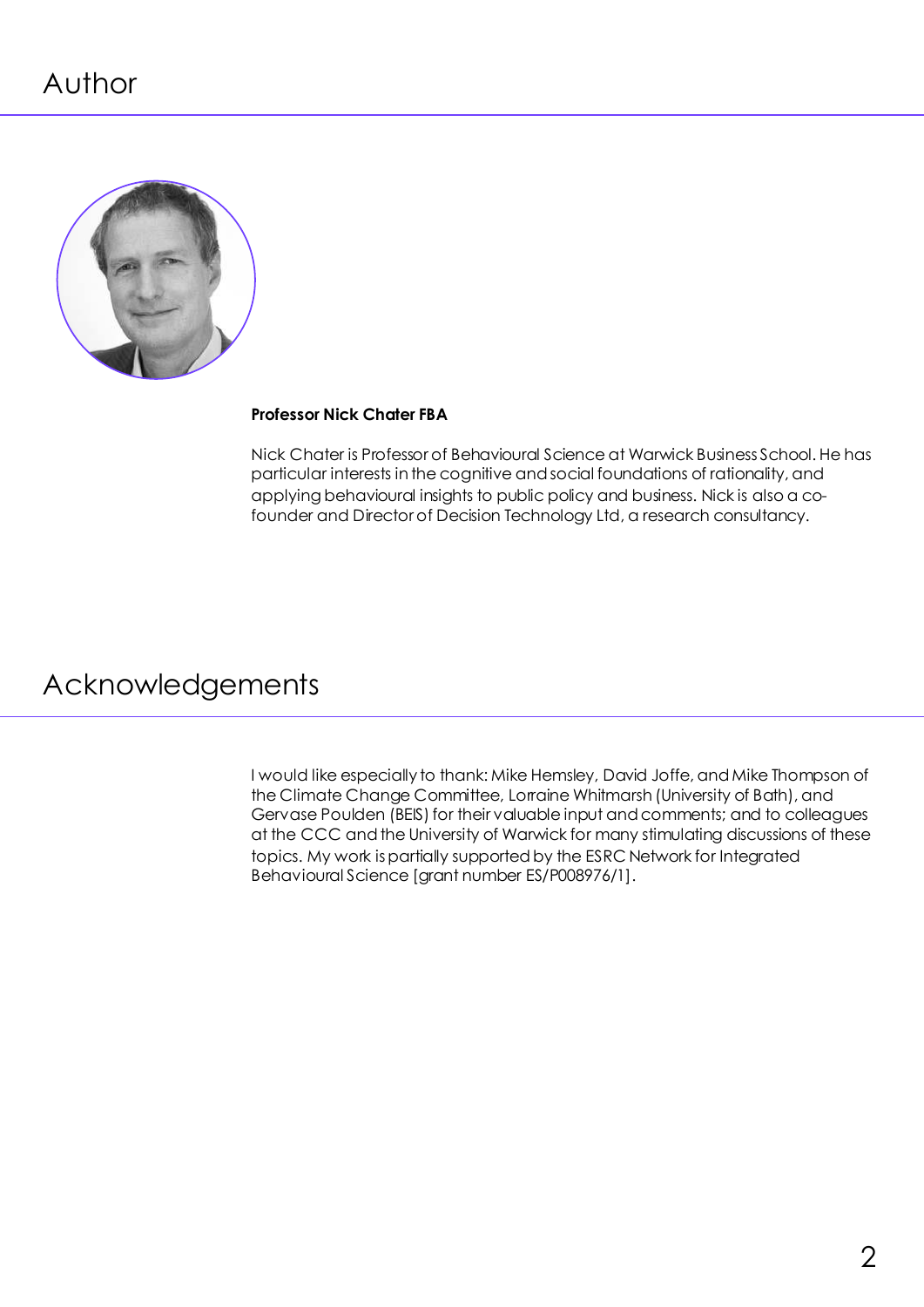# Author

**Professor Nick Chater FBA**

Nick Chater is Professor of Behavioural Science at Warwick Business School. He has particular interests in the cognitive and social foundations of rationality, and applying behavioural insights to public policy and business. Nick is also a co-founder and Director of Decision Technology Ltd, a research consultancy.

# Acknowledgements

I would like especially to thank: Mike Hemsley, David Joffe, and Mike Thompson of the Climate Change Committee, Lorraine Whitmarsh (University of Bath), and Gervase Poulden (BEIS) for their valuable input and comments; and to colleagues at the CCC and the University of Warwick for many stimulating discussions of these topics. My work is partially supported by the ESRC Network for Integrated Behavioural Science [grant number ES/P008976/1].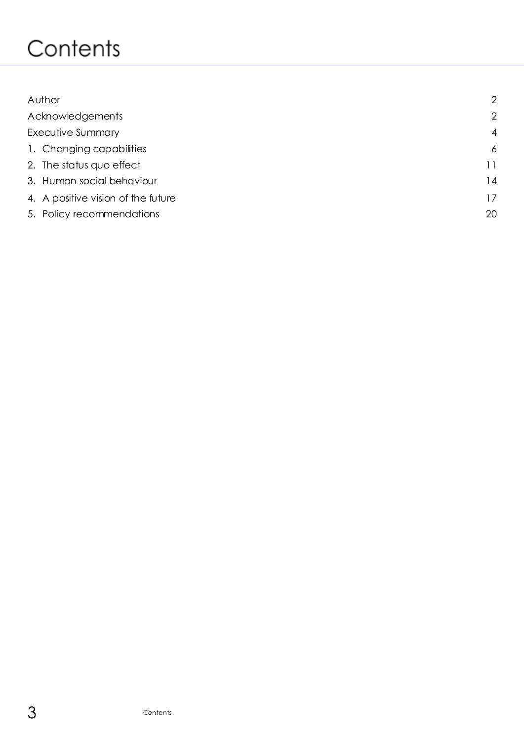# Contents

| | |
|---|---|
| Author | 2 |
| Acknowledgements | 2 |
| Executive Summary | 4 |
| 1. Changing capabilities | 6 |
| 2. The status quo effect | 11 |
| 3. Human social behaviour | 14 |
| 4. A positive vision of the future | 17 |
| 5. Policy recommendations | 20 |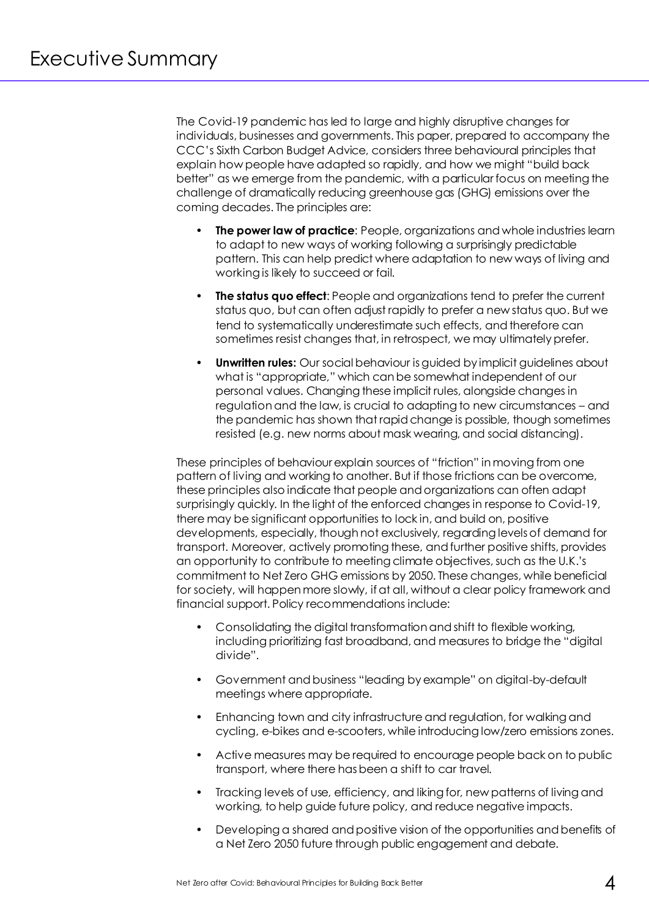# Executive Summary

The Covid-19 pandemic has led to large and highly disruptive changes for individuals, businesses and governments. This paper, prepared to accompany the CCC's Sixth Carbon Budget Advice, considers three behavioural principles that explain how people have adapted so rapidly, and how we might "build back better" as we emerge from the pandemic, with a particular focus on meeting the challenge of dramatically reducing greenhouse gas (GHG) emissions over the coming decades. The principles are:

- **The power law of practice**: People, organizations and whole industries learn to adapt to new ways of working following a surprisingly predictable pattern. This can help predict where adaptation to new ways of living and working is likely to succeed or fail.
- **The status quo effect**: People and organizations tend to prefer the current status quo, but can often adjust rapidly to prefer a new status quo. But we tend to systematically underestimate such effects, and therefore can sometimes resist changes that, in retrospect, we may ultimately prefer.
- **Unwritten rules:** Our social behaviour is guided by implicit guidelines about what is "appropriate," which can be somewhat independent of our personal values. Changing these implicit rules, alongside changes in regulation and the law, is crucial to adapting to new circumstances – and the pandemic has shown that rapid change is possible, though sometimes resisted (e.g. new norms about mask wearing, and social distancing).

These principles of behaviour explain sources of "friction" in moving from one pattern of living and working to another. But if those frictions can be overcome, these principles also indicate that people and organizations can often adapt surprisingly quickly. In the light of the enforced changes in response to Covid-19, there may be significant opportunities to lock in, and build on, positive developments, especially, though not exclusively, regarding levels of demand for transport. Moreover, actively promoting these, and further positive shifts, provides an opportunity to contribute to meeting climate objectives, such as the U.K.'s commitment to Net Zero GHG emissions by 2050. These changes, while beneficial for society, will happen more slowly, if at all, without a clear policy framework and financial support. Policy recommendations include:

- Consolidating the digital transformation and shift to flexible working, including prioritizing fast broadband, and measures to bridge the "digital divide".
- Government and business "leading by example" on digital-by-default meetings where appropriate.
- Enhancing town and city infrastructure and regulation, for walking and cycling, e-bikes and e-scooters, while introducing low/zero emissions zones.
- Active measures may be required to encourage people back on to public transport, where there has been a shift to car travel.
- Tracking levels of use, efficiency, and liking for, new patterns of living and working, to help guide future policy, and reduce negative impacts.
- Developing a shared and positive vision of the opportunities and benefits of a Net Zero 2050 future through public engagement and debate.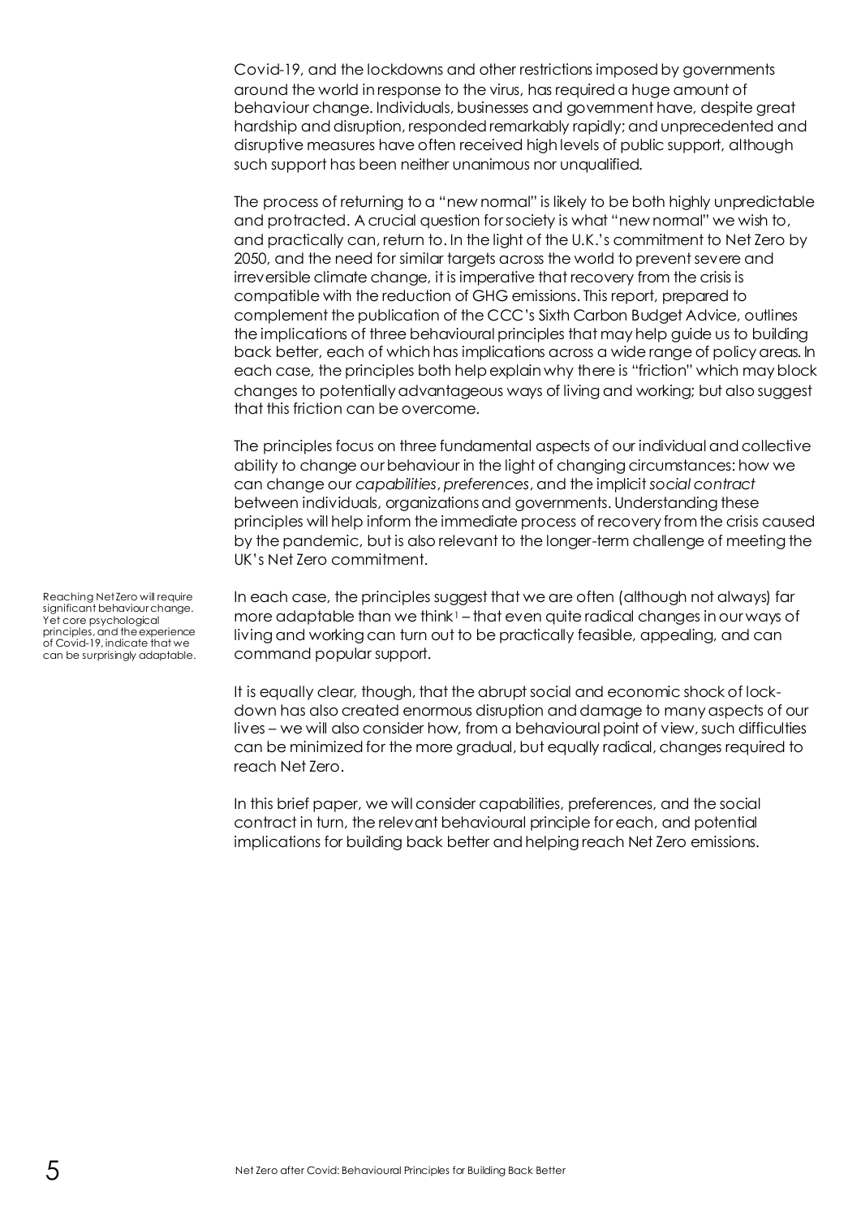Covid-19, and the lockdowns and other restrictions imposed by governments around the world in response to the virus, has required a huge amount of behaviour change. Individuals, businesses and government have, despite great hardship and disruption, responded remarkably rapidly; and unprecedented and disruptive measures have often received high levels of public support, although such support has been neither unanimous nor unqualified.

The process of returning to a "new normal" is likely to be both highly unpredictable and protracted. A crucial question for society is what "new normal" we wish to, and practically can, return to. In the light of the U.K.'s commitment to Net Zero by 2050, and the need for similar targets across the world to prevent severe and irreversible climate change, it is imperative that recovery from the crisis is compatible with the reduction of GHG emissions. This report, prepared to complement the publication of the CCC's Sixth Carbon Budget Advice, outlines the implications of three behavioural principles that may help guide us to building back better, each of which has implications across a wide range of policy areas. In each case, the principles both help explain why there is "friction" which may block changes to potentially advantageous ways of living and working; but also suggest that this friction can be overcome.

The principles focus on three fundamental aspects of our individual and collective ability to change our behaviour in the light of changing circumstances: how we can change our *capabilities*, *preferences*, and the implicit *social contract* between individuals, organizations and governments. Understanding these principles will help inform the immediate process of recovery from the crisis caused by the pandemic, but is also relevant to the longer-term challenge of meeting the UK's Net Zero commitment.

Reaching Net Zero will require significant behaviour change. Yet core psychological principles, and the experience of Covid-19, indicate that we can be surprisingly adaptable.

In each case, the principles suggest that we are often (although not always) far more adaptable than we think[1] – that even quite radical changes in our ways of living and working can turn out to be practically feasible, appealing, and can command popular support.

It is equally clear, though, that the abrupt social and economic shock of lock-down has also created enormous disruption and damage to many aspects of our lives – we will also consider how, from a behavioural point of view, such difficulties can be minimized for the more gradual, but equally radical, changes required to reach Net Zero.

In this brief paper, we will consider capabilities, preferences, and the social contract in turn, the relevant behavioural principle for each, and potential implications for building back better and helping reach Net Zero emissions.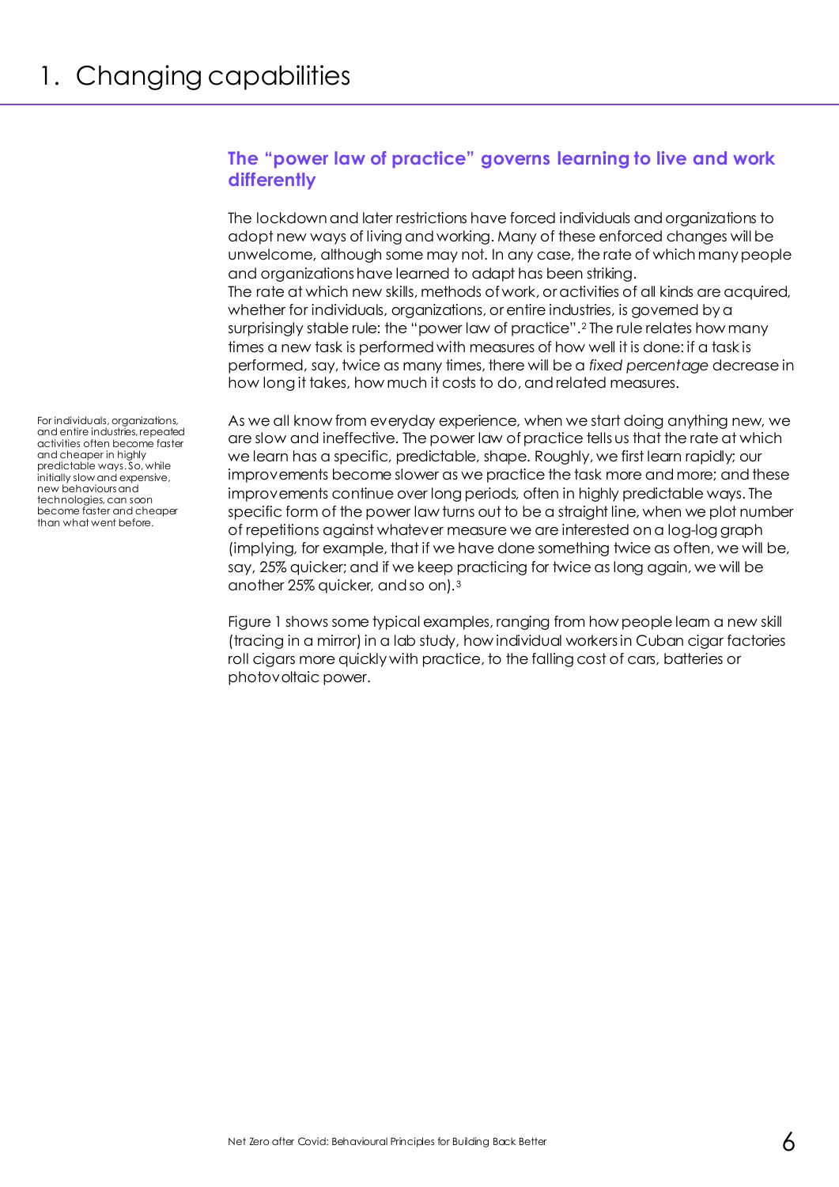# 1. Changing capabilities

## The "power law of practice" governs learning to live and work differently

The lockdown and later restrictions have forced individuals and organizations to adopt new ways of living and working. Many of these enforced changes will be unwelcome, although some may not. In any case, the rate of which many people and organizations have learned to adapt has been striking.
The rate at which new skills, methods of work, or activities of all kinds are acquired, whether for individuals, organizations, or entire industries, is governed by a surprisingly stable rule: the "power law of practice".[2] The rule relates how many times a new task is performed with measures of how well it is done: if a task is performed, say, twice as many times, there will be a *fixed percentage* decrease in how long it takes, how much it costs to do, and related measures.

For individuals, organizations, and entire industries, repeated activities often become faster and cheaper in highly predictable ways. So, while initially slow and expensive, new behaviours and technologies, can soon become faster and cheaper than what went before.

As we all know from everyday experience, when we start doing anything new, we are slow and ineffective. The power law of practice tells us that the rate at which we learn has a specific, predictable, shape. Roughly, we first learn rapidly; our improvements become slower as we practice the task more and more; and these improvements continue over long periods, often in highly predictable ways. The specific form of the power law turns out to be a straight line, when we plot number of repetitions against whatever measure we are interested on a log-log graph (implying, for example, that if we have done something twice as often, we will be, say, 25% quicker; and if we keep practicing for twice as long again, we will be another 25% quicker, and so on).[3]

Figure 1 shows some typical examples, ranging from how people learn a new skill (tracing in a mirror) in a lab study, how individual workers in Cuban cigar factories roll cigars more quickly with practice, to the falling cost of cars, batteries or photovoltaic power.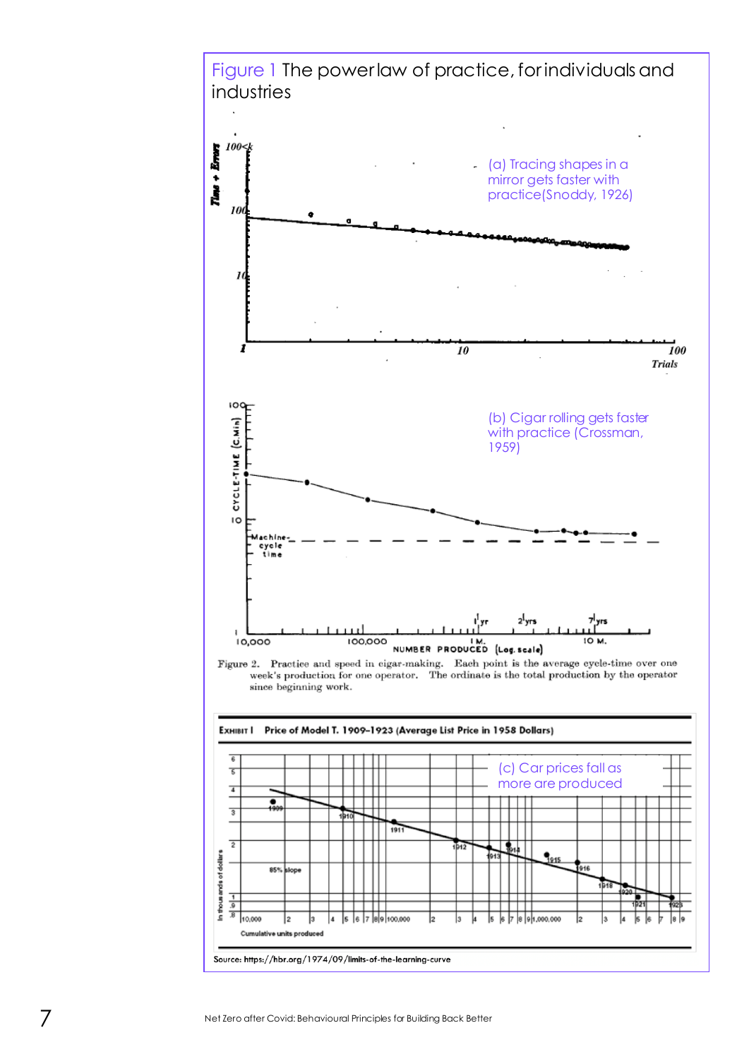Figure 1 The power law of practice, for individuals and industries

(a) Tracing shapes in a mirror gets faster with practice (Snoddy, 1926)

(b) Cigar rolling gets faster with practice (Crossman, 1959)

Figure 2. Practice and speed in cigar-making. Each point is the average cycle-time over one week's production for one operator. The ordinate is the total production by the operator since beginning work.

EXHIBIT I Price of Model T, 1909–1923 (Average List Price in 1958 Dollars)

(c) Car prices fall as more are produced

Source: https://hbr.org/1974/09/limits-of-the-learning-curve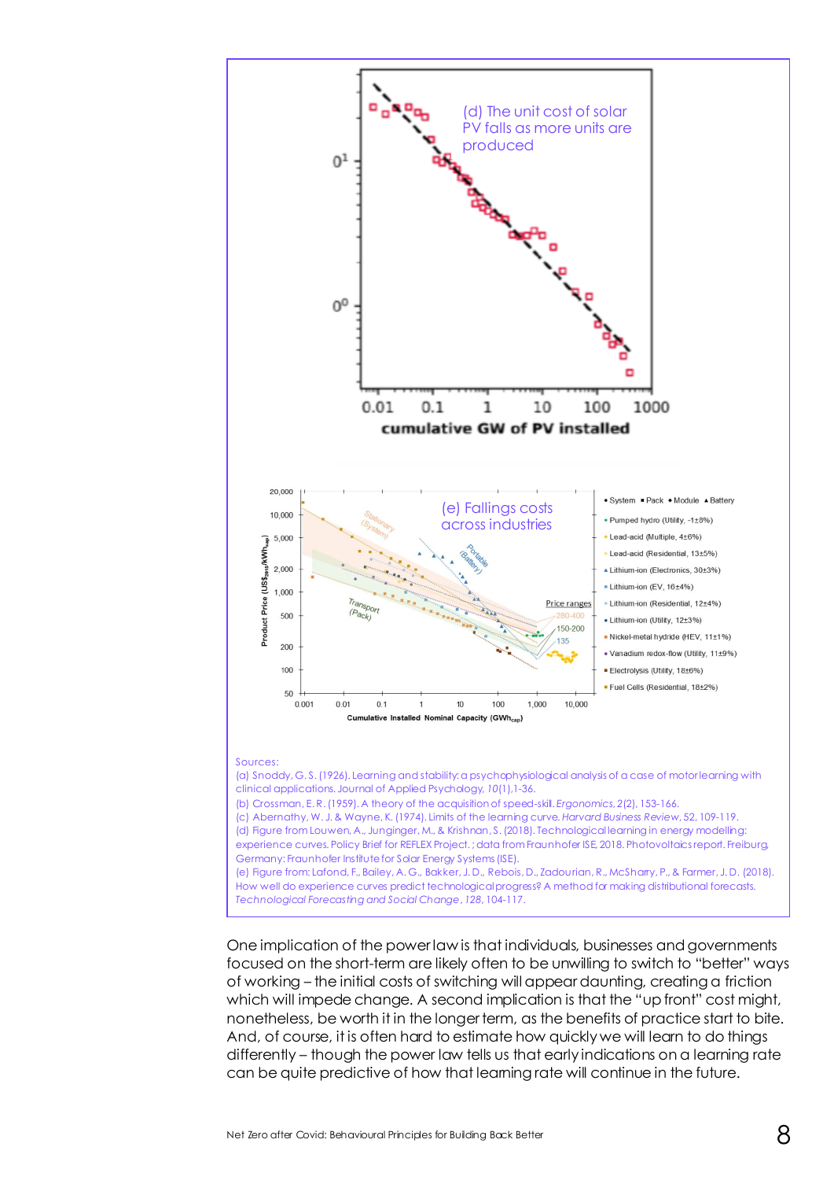(d) The unit cost of solar PV falls as more units are produced

(e) Fallings costs across industries

Sources:
(a) Snoddy, G. S. (1926). Learning and stability: a psychophysiological analysis of a case of motor learning with clinical applications. Journal of Applied Psychology, *10*(1),1-36.
(b) Crossman, E. R. (1959). A theory of the acquisition of speed-skill. *Ergonomics*, *2*(2), 153-166.
(c) Abernathy, W. J. & Wayne, K. (1974). Limits of the learning curve. *Harvard Business Review*, 52, 109-119.
(d) Figure from Louwen, A., Junginger, M., & Krishnan, S. (2018). Technological learning in energy modelling: experience curves. Policy Brief for REFLEX Project.; data from Fraunhofer ISE, 2018. Photovoltaics report. Freiburg, Germany: Fraunhofer Institute for Solar Energy Systems (ISE).
(e) Figure from: Lafond, F., Bailey, A. G., Bakker, J. D., Rebois, D., Zadourian, R., McSharry, P., & Farmer, J. D. (2018). How well do experience curves predict technological progress? A method for making distributional forecasts. *Technological Forecasting and Social Change*, *128*, 104-117.

One implication of the power law is that individuals, businesses and governments focused on the short-term are likely often to be unwilling to switch to "better" ways of working – the initial costs of switching will appear daunting, creating a friction which will impede change. A second implication is that the "up front" cost might, nonetheless, be worth it in the longer term, as the benefits of practice start to bite. And, of course, it is often hard to estimate how quickly we will learn to do things differently – though the power law tells us that early indications on a learning rate can be quite predictive of how that learning rate will continue in the future.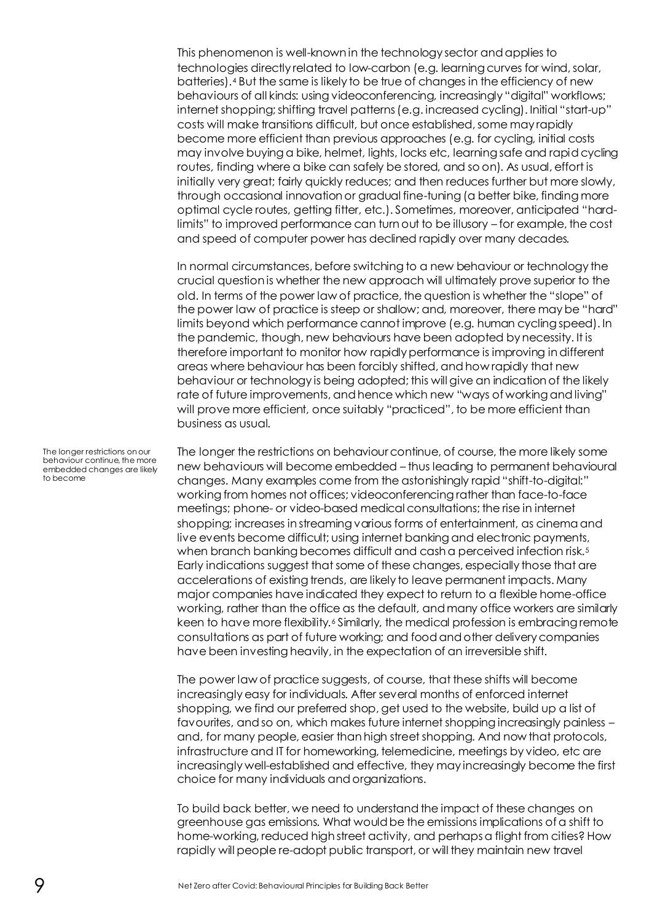This phenomenon is well-known in the technology sector and applies to technologies directly related to low-carbon (e.g. learning curves for wind, solar, batteries).[4] But the same is likely to be true of changes in the efficiency of new behaviours of all kinds: using videoconferencing, increasingly "digital" workflows; internet shopping; shifting travel patterns (e.g. increased cycling). Initial "start-up" costs will make transitions difficult, but once established, some may rapidly become more efficient than previous approaches (e.g. for cycling, initial costs may involve buying a bike, helmet, lights, locks etc, learning safe and rapid cycling routes, finding where a bike can safely be stored, and so on). As usual, effort is initially very great; fairly quickly reduces; and then reduces further but more slowly, through occasional innovation or gradual fine-tuning (a better bike, finding more optimal cycle routes, getting fitter, etc.). Sometimes, moreover, anticipated "hard-limits" to improved performance can turn out to be illusory – for example, the cost and speed of computer power has declined rapidly over many decades.

In normal circumstances, before switching to a new behaviour or technology the crucial question is whether the new approach will ultimately prove superior to the old. In terms of the power law of practice, the question is whether the "slope" of the power law of practice is steep or shallow; and, moreover, there may be "hard" limits beyond which performance cannot improve (e.g. human cycling speed). In the pandemic, though, new behaviours have been adopted by necessity. It is therefore important to monitor how rapidly performance is improving in different areas where behaviour has been forcibly shifted, and how rapidly that new behaviour or technology is being adopted; this will give an indication of the likely rate of future improvements, and hence which new "ways of working and living" will prove more efficient, once suitably "practiced", to be more efficient than business as usual.

*The longer restrictions on our behaviour continue, the more embedded changes are likely to become*

The longer the restrictions on behaviour continue, of course, the more likely some new behaviours will become embedded – thus leading to permanent behavioural changes. Many examples come from the astonishingly rapid "shift-to-digital:" working from homes not offices; videoconferencing rather than face-to-face meetings; phone- or video-based medical consultations; the rise in internet shopping; increases in streaming various forms of entertainment, as cinema and live events become difficult; using internet banking and electronic payments, when branch banking becomes difficult and cash a perceived infection risk.[5] Early indications suggest that some of these changes, especially those that are accelerations of existing trends, are likely to leave permanent impacts. Many major companies have indicated they expect to return to a flexible home-office working, rather than the office as the default, and many office workers are similarly keen to have more flexibility.[6] Similarly, the medical profession is embracing remote consultations as part of future working; and food and other delivery companies have been investing heavily, in the expectation of an irreversible shift.

The power law of practice suggests, of course, that these shifts will become increasingly easy for individuals. After several months of enforced internet shopping, we find our preferred shop, get used to the website, build up a list of favourites, and so on, which makes future internet shopping increasingly painless – and, for many people, easier than high street shopping. And now that protocols, infrastructure and IT for homeworking, telemedicine, meetings by video, etc are increasingly well-established and effective, they may increasingly become the first choice for many individuals and organizations.

To build back better, we need to understand the impact of these changes on greenhouse gas emissions. What would be the emissions implications of a shift to home-working, reduced high street activity, and perhaps a flight from cities? How rapidly will people re-adopt public transport, or will they maintain new travel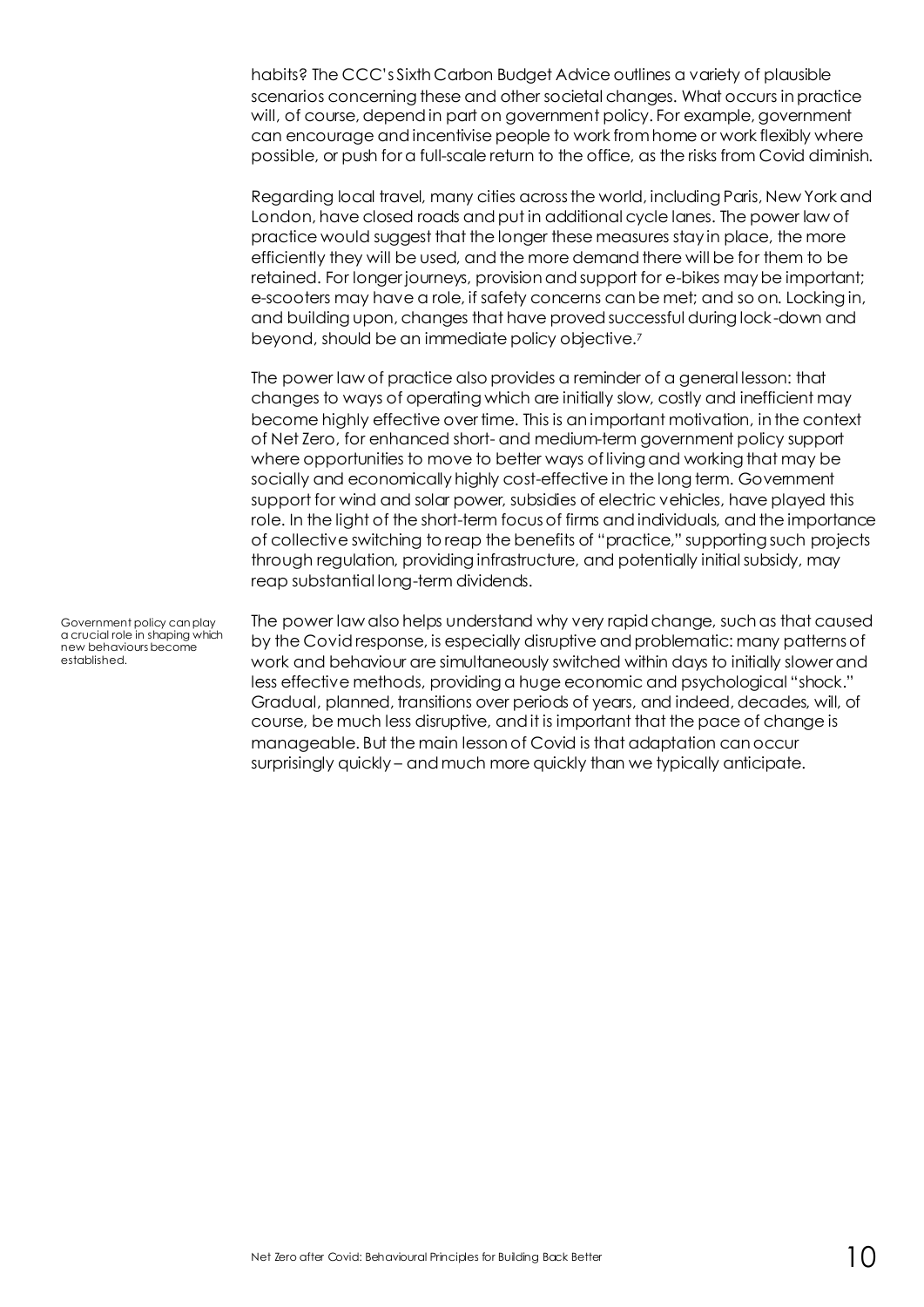habits? The CCC's Sixth Carbon Budget Advice outlines a variety of plausible scenarios concerning these and other societal changes. What occurs in practice will, of course, depend in part on government policy. For example, government can encourage and incentivise people to work from home or work flexibly where possible, or push for a full-scale return to the office, as the risks from Covid diminish.

Regarding local travel, many cities across the world, including Paris, New York and London, have closed roads and put in additional cycle lanes. The power law of practice would suggest that the longer these measures stay in place, the more efficiently they will be used, and the more demand there will be for them to be retained. For longer journeys, provision and support for e-bikes may be important; e-scooters may have a role, if safety concerns can be met; and so on. Locking in, and building upon, changes that have proved successful during lock-down and beyond, should be an immediate policy objective.[7]

The power law of practice also provides a reminder of a general lesson: that changes to ways of operating which are initially slow, costly and inefficient may become highly effective over time. This is an important motivation, in the context of Net Zero, for enhanced short- and medium-term government policy support where opportunities to move to better ways of living and working that may be socially and economically highly cost-effective in the long term. Government support for wind and solar power, subsidies of electric vehicles, have played this role. In the light of the short-term focus of firms and individuals, and the importance of collective switching to reap the benefits of "practice," supporting such projects through regulation, providing infrastructure, and potentially initial subsidy, may reap substantial long-term dividends.

Government policy can play a crucial role in shaping which new behaviours become established.

The power law also helps understand why very rapid change, such as that caused by the Covid response, is especially disruptive and problematic: many patterns of work and behaviour are simultaneously switched within days to initially slower and less effective methods, providing a huge economic and psychological "shock." Gradual, planned, transitions over periods of years, and indeed, decades, will, of course, be much less disruptive, and it is important that the pace of change is manageable. But the main lesson of Covid is that adaptation can occur surprisingly quickly – and much more quickly than we typically anticipate.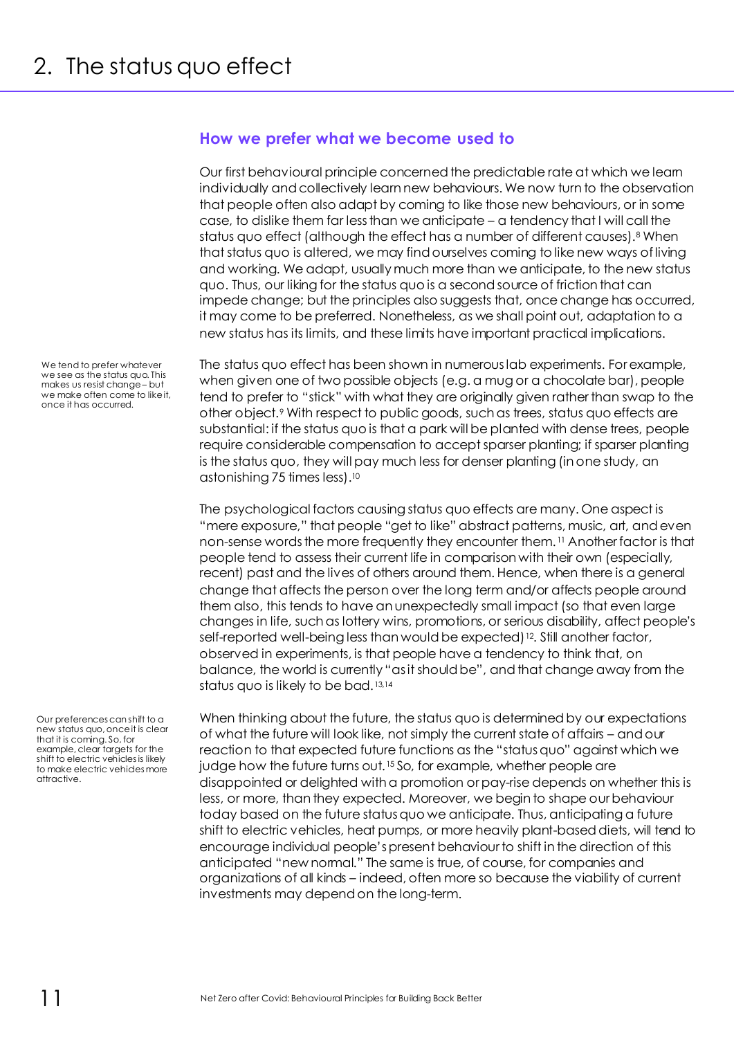# 2. The status quo effect

## How we prefer what we become used to

Our first behavioural principle concerned the predictable rate at which we learn individually and collectively learn new behaviours. We now turn to the observation that people often also adapt by coming to like those new behaviours, or in some case, to dislike them far less than we anticipate – a tendency that I will call the status quo effect (although the effect has a number of different causes).[8] When that status quo is altered, we may find ourselves coming to like new ways of living and working. We adapt, usually much more than we anticipate, to the new status quo. Thus, our liking for the status quo is a second source of friction that can impede change; but the principles also suggests that, once change has occurred, it may come to be preferred. Nonetheless, as we shall point out, adaptation to a new status has its limits, and these limits have important practical implications.

We tend to prefer whatever we see as the status quo. This makes us resist change – but we make often come to like it, once it has occurred.

The status quo effect has been shown in numerous lab experiments. For example, when given one of two possible objects (e.g. a mug or a chocolate bar), people tend to prefer to "stick" with what they are originally given rather than swap to the other object.[9] With respect to public goods, such as trees, status quo effects are substantial: if the status quo is that a park will be planted with dense trees, people require considerable compensation to accept sparser planting; if sparser planting is the status quo, they will pay much less for denser planting (in one study, an astonishing 75 times less).[10]

The psychological factors causing status quo effects are many. One aspect is "mere exposure," that people "get to like" abstract patterns, music, art, and even non-sense words the more frequently they encounter them.[11] Another factor is that people tend to assess their current life in comparison with their own (especially, recent) past and the lives of others around them. Hence, when there is a general change that affects the person over the long term and/or affects people around them also, this tends to have an unexpectedly small impact (so that even large changes in life, such as lottery wins, promotions, or serious disability, affect people's self-reported well-being less than would be expected)[12]. Still another factor, observed in experiments, is that people have a tendency to think that, on balance, the world is currently "as it should be", and that change away from the status quo is likely to be bad.[13,14]

Our preferences can shift to a new status quo, once it is clear that it is coming. So, for example, clear targets for the shift to electric vehicles is likely to make electric vehicles more attractive.

When thinking about the future, the status quo is determined by our expectations of what the future will look like, not simply the current state of affairs – and our reaction to that expected future functions as the "status quo" against which we judge how the future turns out.[15] So, for example, whether people are disappointed or delighted with a promotion or pay-rise depends on whether this is less, or more, than they expected. Moreover, we begin to shape our behaviour today based on the future status quo we anticipate. Thus, anticipating a future shift to electric vehicles, heat pumps, or more heavily plant-based diets, will tend to encourage individual people's present behaviour to shift in the direction of this anticipated "new normal." The same is true, of course, for companies and organizations of all kinds – indeed, often more so because the viability of current investments may depend on the long-term.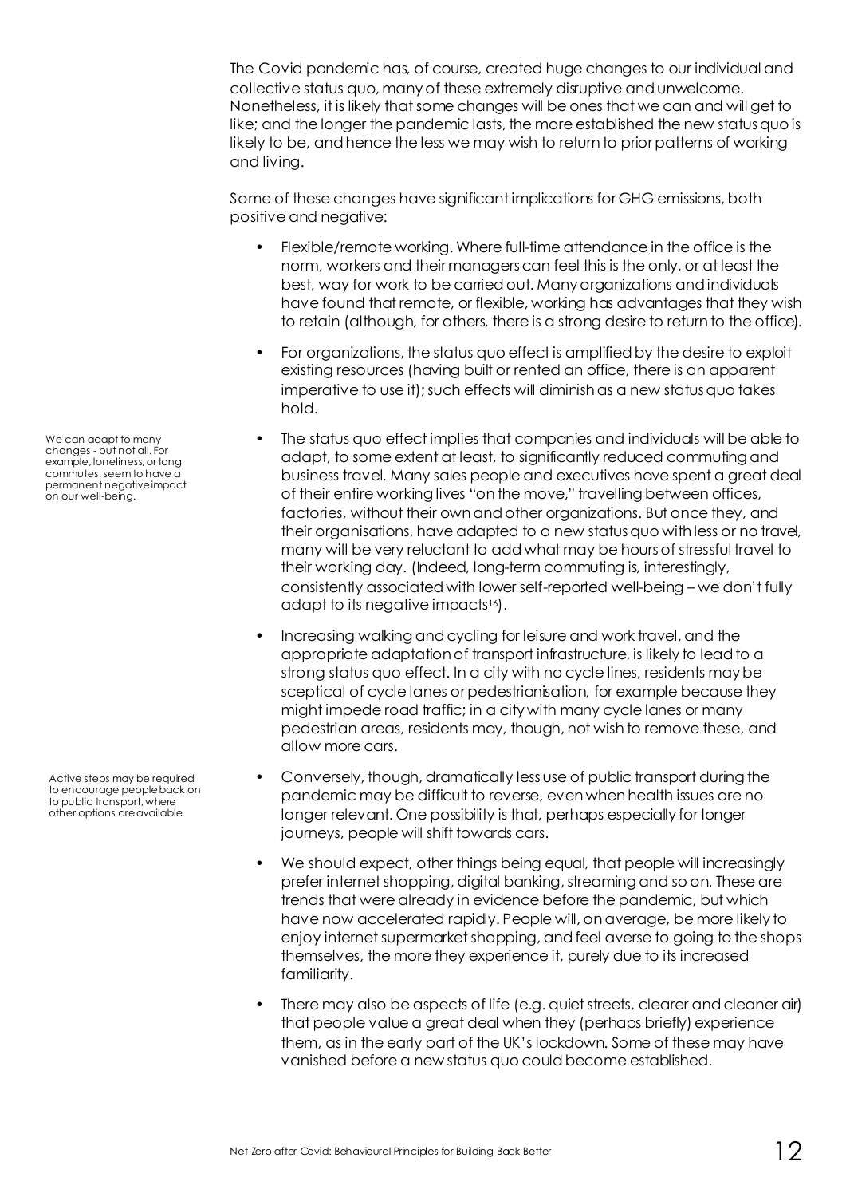The Covid pandemic has, of course, created huge changes to our individual and collective status quo, many of these extremely disruptive and unwelcome. Nonetheless, it is likely that some changes will be ones that we can and will get to like; and the longer the pandemic lasts, the more established the new status quo is likely to be, and hence the less we may wish to return to prior patterns of working and living.

Some of these changes have significant implications for GHG emissions, both positive and negative:

- Flexible/remote working. Where full-time attendance in the office is the norm, workers and their managers can feel this is the only, or at least the best, way for work to be carried out. Many organizations and individuals have found that remote, or flexible, working has advantages that they wish to retain (although, for others, there is a strong desire to return to the office).
- For organizations, the status quo effect is amplified by the desire to exploit existing resources (having built or rented an office, there is an apparent imperative to use it); such effects will diminish as a new status quo takes hold.
- The status quo effect implies that companies and individuals will be able to adapt, to some extent at least, to significantly reduced commuting and business travel. Many sales people and executives have spent a great deal of their entire working lives "on the move," travelling between offices, factories, without their own and other organizations. But once they, and their organisations, have adapted to a new status quo with less or no travel, many will be very reluctant to add what may be hours of stressful travel to their working day. (Indeed, long-term commuting is, interestingly, consistently associated with lower self-reported well-being – we don't fully adapt to its negative impacts[16]).
- Increasing walking and cycling for leisure and work travel, and the appropriate adaptation of transport infrastructure, is likely to lead to a strong status quo effect. In a city with no cycle lines, residents may be sceptical of cycle lanes or pedestrianisation, for example because they might impede road traffic; in a city with many cycle lanes or many pedestrian areas, residents may, though, not wish to remove these, and allow more cars.
- Conversely, though, dramatically less use of public transport during the pandemic may be difficult to reverse, even when health issues are no longer relevant. One possibility is that, perhaps especially for longer journeys, people will shift towards cars.
- We should expect, other things being equal, that people will increasingly prefer internet shopping, digital banking, streaming and so on. These are trends that were already in evidence before the pandemic, but which have now accelerated rapidly. People will, on average, be more likely to enjoy internet supermarket shopping, and feel averse to going to the shops themselves, the more they experience it, purely due to its increased familiarity.
- There may also be aspects of life (e.g. quiet streets, clearer and cleaner air) that people value a great deal when they (perhaps briefly) experience them, as in the early part of the UK's lockdown. Some of these may have vanished before a new status quo could become established.

We can adapt to many changes - but not all. For example, loneliness, or long commutes, seem to have a permanent negative impact on our well-being.

Active steps may be required to encourage people back on to public transport, where other options are available.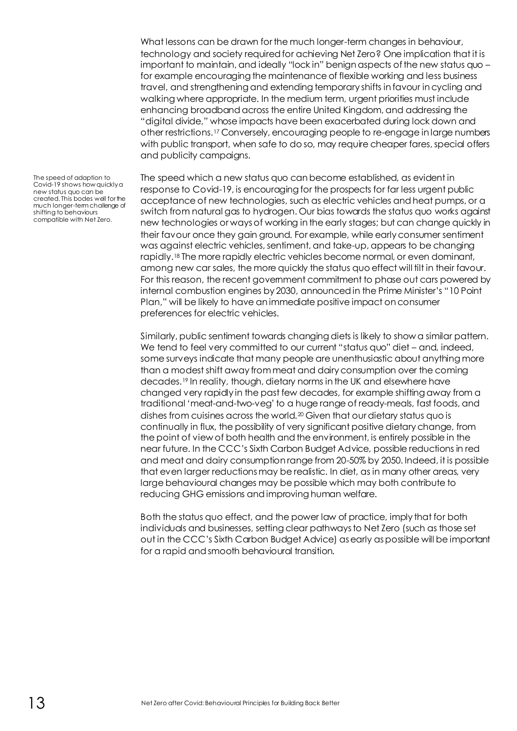What lessons can be drawn for the much longer-term changes in behaviour, technology and society required for achieving Net Zero? One implication that it is important to maintain, and ideally "lock in" benign aspects of the new status quo – for example encouraging the maintenance of flexible working and less business travel, and strengthening and extending temporary shifts in favour in cycling and walking where appropriate. In the medium term, urgent priorities must include enhancing broadband across the entire United Kingdom, and addressing the "digital divide," whose impacts have been exacerbated during lock down and other restrictions.[17] Conversely, encouraging people to re-engage in large numbers with public transport, when safe to do so, may require cheaper fares, special offers and publicity campaigns.

The speed of adaption to Covid-19 shows how quickly a new status quo can be created. This bodes well for the much longer-term challenge of shifting to behaviours compatible with Net Zero.

The speed which a new status quo can become established, as evident in response to Covid-19, is encouraging for the prospects for far less urgent public acceptance of new technologies, such as electric vehicles and heat pumps, or a switch from natural gas to hydrogen. Our bias towards the status quo works against new technologies or ways of working in the early stages; but can change quickly in their favour once they gain ground. For example, while early consumer sentiment was against electric vehicles, sentiment, and take-up, appears to be changing rapidly.[18] The more rapidly electric vehicles become normal, or even dominant, among new car sales, the more quickly the status quo effect will tilt in their favour. For this reason, the recent government commitment to phase out cars powered by internal combustion engines by 2030, announced in the Prime Minister's "10 Point Plan," will be likely to have an immediate positive impact on consumer preferences for electric vehicles.

Similarly, public sentiment towards changing diets is likely to show a similar pattern. We tend to feel very committed to our current "status quo" diet – and, indeed, some surveys indicate that many people are unenthusiastic about anything more than a modest shift away from meat and dairy consumption over the coming decades.[19] In reality, though, dietary norms in the UK and elsewhere have changed very rapidly in the past few decades, for example shifting away from a traditional 'meat-and-two-veg' to a huge range of ready-meals, fast foods, and dishes from cuisines across the world.[20] Given that our dietary status quo is continually in flux, the possibility of very significant positive dietary change, from the point of view of both health and the environment, is entirely possible in the near future. In the CCC's Sixth Carbon Budget Advice, possible reductions in red and meat and dairy consumption range from 20-50% by 2050. Indeed, it is possible that even larger reductions may be realistic. In diet, as in many other areas, very large behavioural changes may be possible which may both contribute to reducing GHG emissions and improving human welfare.

Both the status quo effect, and the power law of practice, imply that for both individuals and businesses, setting clear pathways to Net Zero (such as those set out in the CCC's Sixth Carbon Budget Advice) as early as possible will be important for a rapid and smooth behavioural transition.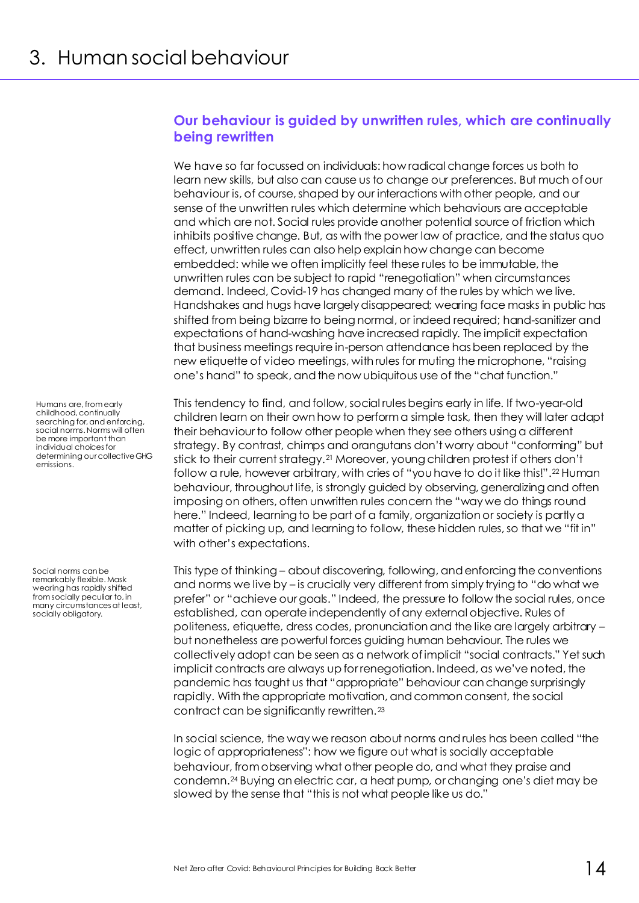# 3. Human social behaviour

## Our behaviour is guided by unwritten rules, which are continually being rewritten

We have so far focussed on individuals: how radical change forces us both to learn new skills, but also can cause us to change our preferences. But much of our behaviour is, of course, shaped by our interactions with other people, and our sense of the unwritten rules which determine which behaviours are acceptable and which are not. Social rules provide another potential source of friction which inhibits positive change. But, as with the power law of practice, and the status quo effect, unwritten rules can also help explain how change can become embedded: while we often implicitly feel these rules to be immutable, the unwritten rules can be subject to rapid "renegotiation" when circumstances demand. Indeed, Covid-19 has changed many of the rules by which we live. Handshakes and hugs have largely disappeared; wearing face masks in public has shifted from being bizarre to being normal, or indeed required; hand-sanitizer and expectations of hand-washing have increased rapidly. The implicit expectation that business meetings require in-person attendance has been replaced by the new etiquette of video meetings, with rules for muting the microphone, "raising one's hand" to speak, and the now ubiquitous use of the "chat function."

Humans are, from early childhood, continually searching for, and enforcing, social norms. Norms will often be more important than individual choices for determining our collective GHG emissions.

This tendency to find, and follow, social rules begins early in life. If two-year-old children learn on their own how to perform a simple task, then they will later adapt their behaviour to follow other people when they see others using a different strategy. By contrast, chimps and orangutans don't worry about "conforming" but stick to their current strategy.[21] Moreover, young children protest if others don't follow a rule, however arbitrary, with cries of "you have to do it like this!".[22] Human behaviour, throughout life, is strongly guided by observing, generalizing and often imposing on others, often unwritten rules concern the "way we do things round here." Indeed, learning to be part of a family, organization or society is partly a matter of picking up, and learning to follow, these hidden rules, so that we "fit in" with other's expectations.

Social norms can be remarkably flexible. Mask wearing has rapidly shifted from socially peculiar to, in many circumstances at least, socially obligatory.

This type of thinking – about discovering, following, and enforcing the conventions and norms we live by – is crucially very different from simply trying to "do what we prefer" or "achieve our goals." Indeed, the pressure to follow the social rules, once established, can operate independently of any external objective. Rules of politeness, etiquette, dress codes, pronunciation and the like are largely arbitrary – but nonetheless are powerful forces guiding human behaviour. The rules we collectively adopt can be seen as a network of implicit "social contracts." Yet such implicit contracts are always up for renegotiation. Indeed, as we've noted, the pandemic has taught us that "appropriate" behaviour can change surprisingly rapidly. With the appropriate motivation, and common consent, the social contract can be significantly rewritten.[23]

In social science, the way we reason about norms and rules has been called "the logic of appropriateness": how we figure out what is socially acceptable behaviour, from observing what other people do, and what they praise and condemn.[24] Buying an electric car, a heat pump, or changing one's diet may be slowed by the sense that "this is not what people like us do."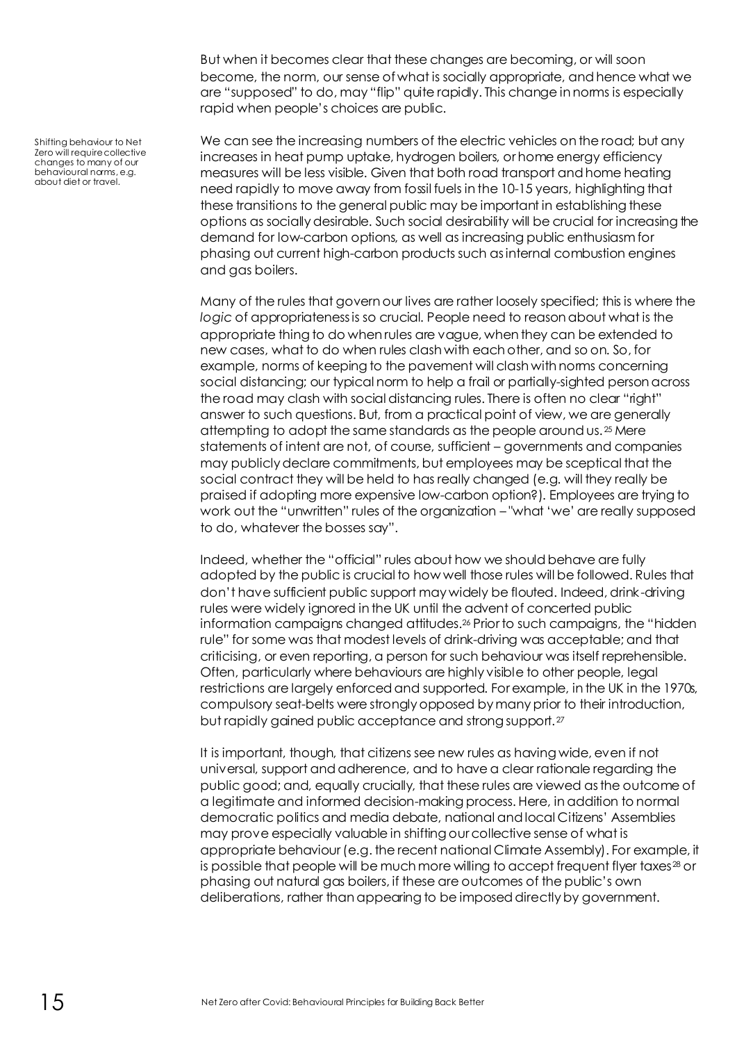But when it becomes clear that these changes are becoming, or will soon become, the norm, our sense of what is socially appropriate, and hence what we are "supposed" to do, may "flip" quite rapidly. This change in norms is especially rapid when people's choices are public.

Shifting behaviour to Net Zero will require collective changes to many of our behavioural norms, e.g. about diet or travel.

We can see the increasing numbers of the electric vehicles on the road; but any increases in heat pump uptake, hydrogen boilers, or home energy efficiency measures will be less visible. Given that both road transport and home heating need rapidly to move away from fossil fuels in the 10-15 years, highlighting that these transitions to the general public may be important in establishing these options as socially desirable. Such social desirability will be crucial for increasing the demand for low-carbon options, as well as increasing public enthusiasm for phasing out current high-carbon products such as internal combustion engines and gas boilers.

Many of the rules that govern our lives are rather loosely specified; this is where the *logic* of appropriateness is so crucial. People need to reason about what is the appropriate thing to do when rules are vague, when they can be extended to new cases, what to do when rules clash with each other, and so on. So, for example, norms of keeping to the pavement will clash with norms concerning social distancing; our typical norm to help a frail or partially-sighted person across the road may clash with social distancing rules. There is often no clear "right" answer to such questions. But, from a practical point of view, we are generally attempting to adopt the same standards as the people around us.[25] Mere statements of intent are not, of course, sufficient – governments and companies may publicly declare commitments, but employees may be sceptical that the social contract they will be held to has really changed (e.g. will they really be praised if adopting more expensive low-carbon option?). Employees are trying to work out the "unwritten" rules of the organization – "what 'we' are really supposed to do, whatever the bosses say".

Indeed, whether the "official" rules about how we should behave are fully adopted by the public is crucial to how well those rules will be followed. Rules that don't have sufficient public support may widely be flouted. Indeed, drink-driving rules were widely ignored in the UK until the advent of concerted public information campaigns changed attitudes.[26] Prior to such campaigns, the "hidden rule" for some was that modest levels of drink-driving was acceptable; and that criticising, or even reporting, a person for such behaviour was itself reprehensible. Often, particularly where behaviours are highly visible to other people, legal restrictions are largely enforced and supported. For example, in the UK in the 1970s, compulsory seat-belts were strongly opposed by many prior to their introduction, but rapidly gained public acceptance and strong support.[27]

It is important, though, that citizens see new rules as having wide, even if not universal, support and adherence, and to have a clear rationale regarding the public good; and, equally crucially, that these rules are viewed as the outcome of a legitimate and informed decision-making process. Here, in addition to normal democratic politics and media debate, national and local Citizens' Assemblies may prove especially valuable in shifting our collective sense of what is appropriate behaviour (e.g. the recent national Climate Assembly). For example, it is possible that people will be much more willing to accept frequent flyer taxes[28] or phasing out natural gas boilers, if these are outcomes of the public's own deliberations, rather than appearing to be imposed directly by government.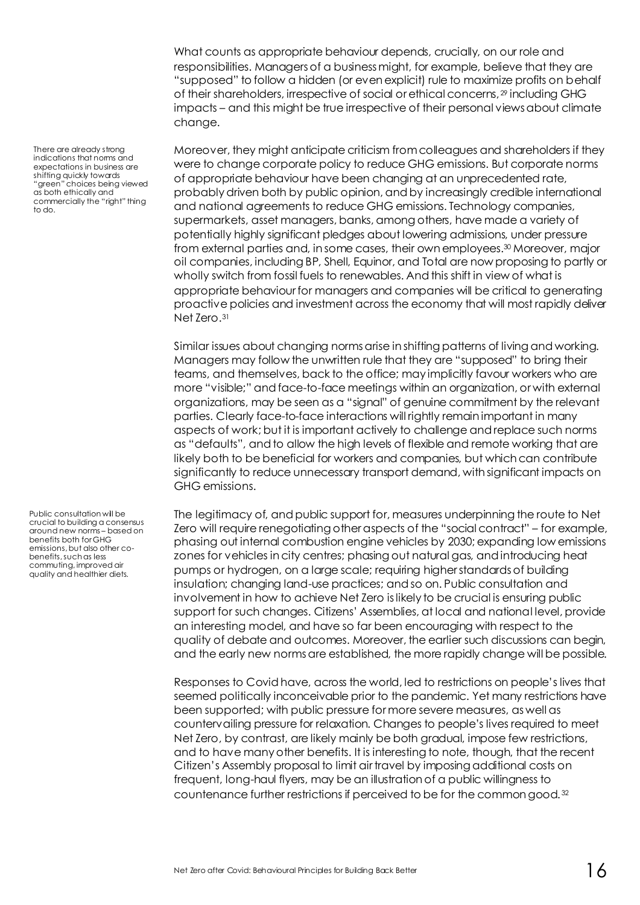What counts as appropriate behaviour depends, crucially, on our role and responsibilities. Managers of a business might, for example, believe that they are "supposed" to follow a hidden (or even explicit) rule to maximize profits on behalf of their shareholders, irrespective of social or ethical concerns,[29] including GHG impacts – and this might be true irrespective of their personal views about climate change.

There are already strong indications that norms and expectations in business are shifting quickly towards "green" choices being viewed as both ethically and commercially the "right" thing to do.

Moreover, they might anticipate criticism from colleagues and shareholders if they were to change corporate policy to reduce GHG emissions. But corporate norms of appropriate behaviour have been changing at an unprecedented rate, probably driven both by public opinion, and by increasingly credible international and national agreements to reduce GHG emissions. Technology companies, supermarkets, asset managers, banks, among others, have made a variety of potentially highly significant pledges about lowering admissions, under pressure from external parties and, in some cases, their own employees.[30] Moreover, major oil companies, including BP, Shell, Equinor, and Total are now proposing to partly or wholly switch from fossil fuels to renewables. And this shift in view of what is appropriate behaviour for managers and companies will be critical to generating proactive policies and investment across the economy that will most rapidly deliver Net Zero.[31]

Similar issues about changing norms arise in shifting patterns of living and working. Managers may follow the unwritten rule that they are "supposed" to bring their teams, and themselves, back to the office; may implicitly favour workers who are more "visible;" and face-to-face meetings within an organization, or with external organizations, may be seen as a "signal" of genuine commitment by the relevant parties. Clearly face-to-face interactions will rightly remain important in many aspects of work; but it is important actively to challenge and replace such norms as "defaults", and to allow the high levels of flexible and remote working that are likely both to be beneficial for workers and companies, but which can contribute significantly to reduce unnecessary transport demand, with significant impacts on GHG emissions.

Public consultation will be crucial to building a consensus around new norms – based on benefits both for GHG emissions, but also other co-benefits, such as less commuting, improved air quality and healthier diets.

The legitimacy of, and public support for, measures underpinning the route to Net Zero will require renegotiating other aspects of the "social contract" – for example, phasing out internal combustion engine vehicles by 2030; expanding low emissions zones for vehicles in city centres; phasing out natural gas, and introducing heat pumps or hydrogen, on a large scale; requiring higher standards of building insulation; changing land-use practices; and so on. Public consultation and involvement in how to achieve Net Zero is likely to be crucial is ensuring public support for such changes. Citizens' Assemblies, at local and national level, provide an interesting model, and have so far been encouraging with respect to the quality of debate and outcomes. Moreover, the earlier such discussions can begin, and the early new norms are established, the more rapidly change will be possible.

Responses to Covid have, across the world, led to restrictions on people's lives that seemed politically inconceivable prior to the pandemic. Yet many restrictions have been supported; with public pressure for more severe measures, as well as countervailing pressure for relaxation. Changes to people's lives required to meet Net Zero, by contrast, are likely mainly be both gradual, impose few restrictions, and to have many other benefits. It is interesting to note, though, that the recent Citizen's Assembly proposal to limit air travel by imposing additional costs on frequent, long-haul flyers, may be an illustration of a public willingness to countenance further restrictions if perceived to be for the common good.[32]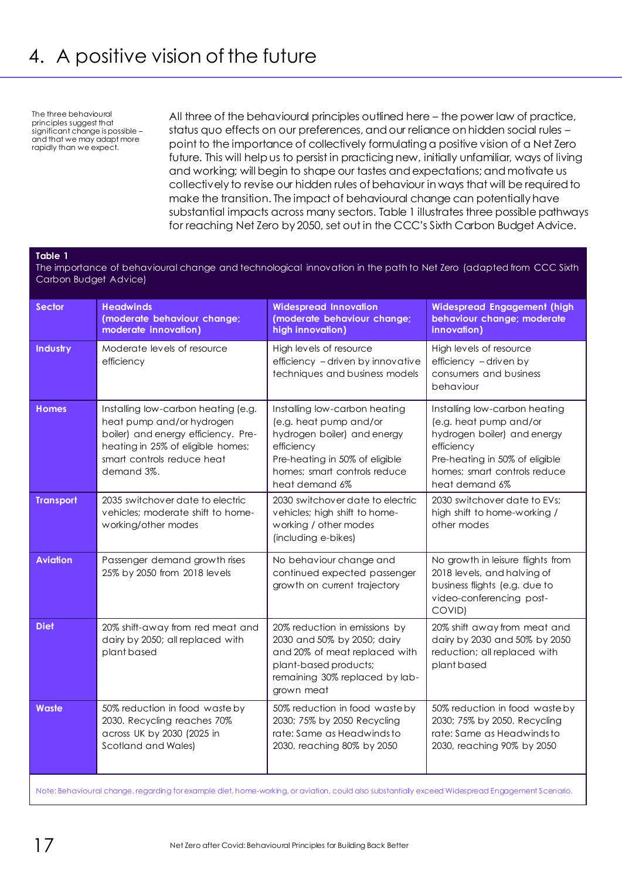# 4. A positive vision of the future

The three behavioural principles suggest that significant change is possible – and that we may adapt more rapidly than we expect.

All three of the behavioural principles outlined here – the power law of practice, status quo effects on our preferences, and our reliance on hidden social rules – point to the importance of collectively formulating a positive vision of a Net Zero future. This will help us to persist in practicing new, initially unfamiliar, ways of living and working; will begin to shape our tastes and expectations; and motivate us collectively to revise our hidden rules of behaviour in ways that will be required to make the transition. The impact of behavioural change can potentially have substantial impacts across many sectors. Table 1 illustrates three possible pathways for reaching Net Zero by 2050, set out in the CCC's Sixth Carbon Budget Advice.

**Table 1**
The importance of behavioural change and technological innovation in the path to Net Zero (adapted from CCC Sixth Carbon Budget Advice)

| Sector | Headwinds (moderate behaviour change; moderate innovation) | Widespread Innovation (moderate behaviour change; high innovation) | Widespread Engagement (high behaviour change; moderate innovation) |
|---|---|---|---|
| Industry | Moderate levels of resource efficiency | High levels of resource efficiency – driven by innovative techniques and business models | High levels of resource efficiency – driven by consumers and business behaviour |
| Homes | Installing low-carbon heating (e.g. heat pump and/or hydrogen boiler) and energy efficiency. Pre-heating in 25% of eligible homes; smart controls reduce heat demand 3%. | Installing low-carbon heating (e.g. heat pump and/or hydrogen boiler) and energy efficiency<br>Pre-heating in 50% of eligible homes; smart controls reduce heat demand 6% | Installing low-carbon heating (e.g. heat pump and/or hydrogen boiler) and energy efficiency<br>Pre-heating in 50% of eligible homes; smart controls reduce heat demand 6% |
| Transport | 2035 switchover date to electric vehicles; moderate shift to home-working/other modes | 2030 switchover date to electric vehicles; high shift to home-working / other modes (including e-bikes) | 2030 switchover date to EVs; high shift to home-working / other modes |
| Aviation | Passenger demand growth rises 25% by 2050 from 2018 levels | No behaviour change and continued expected passenger growth on current trajectory | No growth in leisure flights from 2018 levels, and halving of business flights (e.g. due to video-conferencing post-COVID) |
| Diet | 20% shift-away from red meat and dairy by 2050; all replaced with plant based | 20% reduction in emissions by 2030 and 50% by 2050; dairy and 20% of meat replaced with plant-based products; remaining 30% replaced by lab-grown meat | 20% shift away from meat and dairy by 2030 and 50% by 2050 reduction; all replaced with plant based |
| Waste | 50% reduction in food waste by 2030. Recycling reaches 70% across UK by 2030 (2025 in Scotland and Wales) | 50% reduction in food waste by 2030; 75% by 2050 Recycling rate: Same as Headwinds to 2030, reaching 80% by 2050 | 50% reduction in food waste by 2030; 75% by 2050. Recycling rate: Same as Headwinds to 2030, reaching 90% by 2050 |

Note: Behavioural change, regarding for example diet, home-working, or aviation, could also substantially exceed Widespread Engagement Scenario.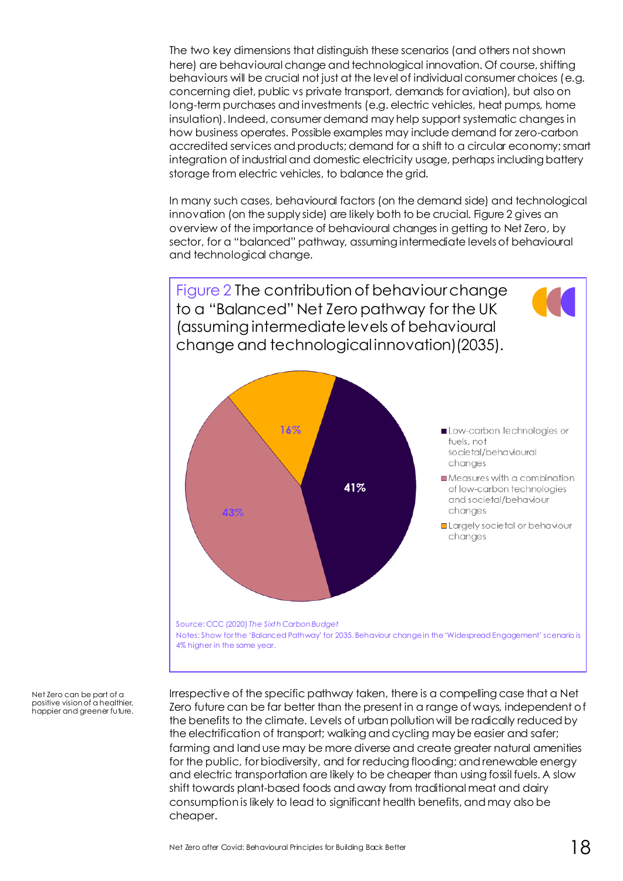The two key dimensions that distinguish these scenarios (and others not shown here) are behavioural change and technological innovation. Of course, shifting behaviours will be crucial not just at the level of individual consumer choices (e.g. concerning diet, public vs private transport, demands for aviation), but also on long-term purchases and investments (e.g. electric vehicles, heat pumps, home insulation). Indeed, consumer demand may help support systematic changes in how business operates. Possible examples may include demand for zero-carbon accredited services and products; demand for a shift to a circular economy; smart integration of industrial and domestic electricity usage, perhaps including battery storage from electric vehicles, to balance the grid.

In many such cases, behavioural factors (on the demand side) and technological innovation (on the supply side) are likely both to be crucial. Figure 2 gives an overview of the importance of behavioural changes in getting to Net Zero, by sector, for a "balanced" pathway, assuming intermediate levels of behavioural and technological change.

**Figure 2** The contribution of behaviour change to a "Balanced" Net Zero pathway for the UK (assuming intermediate levels of behavioural change and technological innovation) (2035).

| Category | Share |
| --- | --- |
| Low-carbon technologies or fuels, not societal/behavioural changes | 41% |
| Measures with a combination of low-carbon technologies and societal/behaviour changes | 43% |
| Largely societal or behaviour changes | 16% |

Source: CCC (2020) *The Sixth Carbon Budget*

Notes: Show for the 'Balanced Pathway' for 2035. Behaviour change in the 'Widespread Engagement' scenario is 4% higher in the same year.

Net Zero can be part of a positive vision of a healthier, happier and greener future.

Irrespective of the specific pathway taken, there is a compelling case that a Net Zero future can be far better than the present in a range of ways, independent of the benefits to the climate. Levels of urban pollution will be radically reduced by the electrification of transport; walking and cycling may be easier and safer; farming and land use may be more diverse and create greater natural amenities for the public, for biodiversity, and for reducing flooding; and renewable energy and electric transportation are likely to be cheaper than using fossil fuels. A slow shift towards plant-based foods and away from traditional meat and dairy consumption is likely to lead to significant health benefits, and may also be cheaper.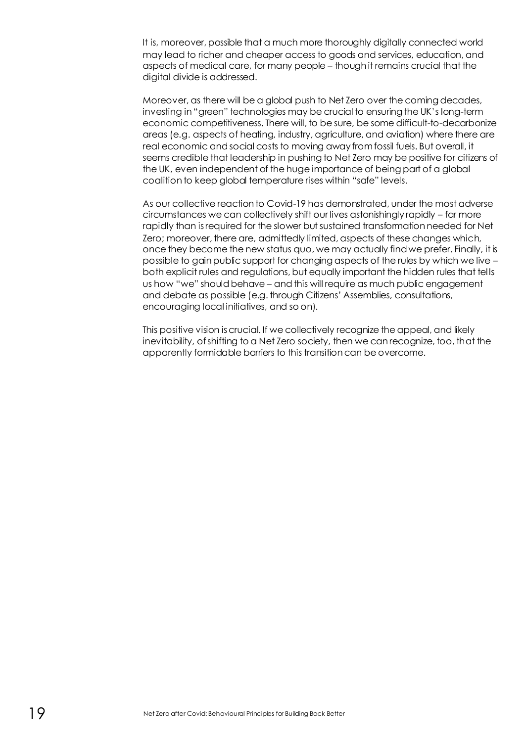It is, moreover, possible that a much more thoroughly digitally connected world may lead to richer and cheaper access to goods and services, education, and aspects of medical care, for many people – though it remains crucial that the digital divide is addressed.

Moreover, as there will be a global push to Net Zero over the coming decades, investing in "green" technologies may be crucial to ensuring the UK's long-term economic competitiveness. There will, to be sure, be some difficult-to-decarbonize areas (e.g. aspects of heating, industry, agriculture, and aviation) where there are real economic and social costs to moving away from fossil fuels. But overall, it seems credible that leadership in pushing to Net Zero may be positive for citizens of the UK, even independent of the huge importance of being part of a global coalition to keep global temperature rises within "safe" levels.

As our collective reaction to Covid-19 has demonstrated, under the most adverse circumstances we can collectively shift our lives astonishingly rapidly – far more rapidly than is required for the slower but sustained transformation needed for Net Zero; moreover, there are, admittedly limited, aspects of these changes which, once they become the new status quo, we may actually find we prefer. Finally, it is possible to gain public support for changing aspects of the rules by which we live – both explicit rules and regulations, but equally important the hidden rules that tells us how "we" should behave – and this will require as much public engagement and debate as possible (e.g. through Citizens' Assemblies, consultations, encouraging local initiatives, and so on).

This positive vision is crucial. If we collectively recognize the appeal, and likely inevitability, of shifting to a Net Zero society, then we can recognize, too, that the apparently formidable barriers to this transition can be overcome.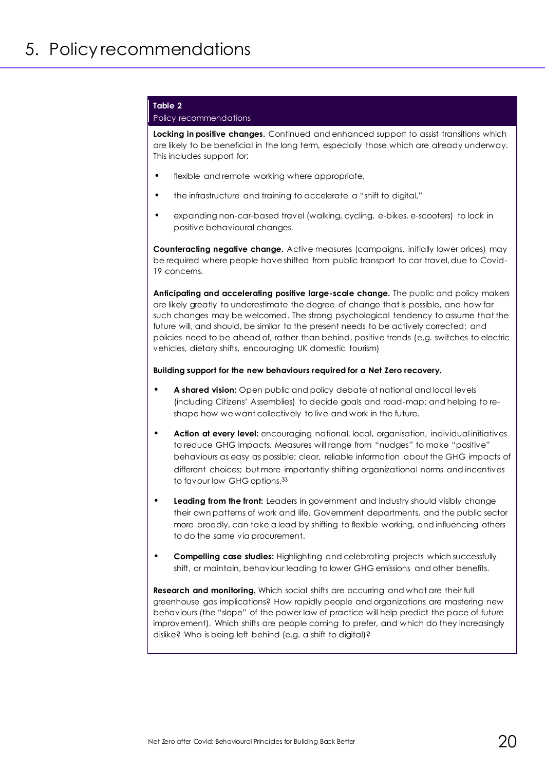# 5. Policy recommendations

**Table 2**
Policy recommendations

**Locking in positive changes.** Continued and enhanced support to assist transitions which are likely to be beneficial in the long term, especially those which are already underway. This includes support for:

- flexible and remote working where appropriate,
- the infrastructure and training to accelerate a "shift to digital,"
- expanding non-car-based travel (walking, cycling, e-bikes, e-scooters) to lock in positive behavioural changes.

**Counteracting negative change.** Active measures (campaigns, initially lower prices) may be required where people have shifted from public transport to car travel, due to Covid-19 concerns.

**Anticipating and accelerating positive large-scale change.** The public and policy makers are likely greatly to underestimate the degree of change that is possible, and how far such changes may be welcomed. The strong psychological tendency to assume that the future will, and should, be similar to the present needs to be actively corrected; and policies need to be ahead of, rather than behind, positive trends (e.g. switches to electric vehicles, dietary shifts, encouraging UK domestic tourism)

**Building support for the new behaviours required for a Net Zero recovery.**

- **A shared vision:** Open public and policy debate at national and local levels (including Citizens' Assemblies) to decide goals and road-map; and helping to re-shape how we want collectively to live and work in the future.
- **Action at every level:** encouraging national, local, organisation, individual initiatives to reduce GHG impacts. Measures will range from "nudges" to make "positive" behaviours as easy as possible; clear, reliable information about the GHG impacts of different choices; but more importantly shifting organizational norms and incentives to favour low GHG options.[33]
- **Leading from the front:** Leaders in government and industry should visibly change their own patterns of work and life. Government departments, and the public sector more broadly, can take a lead by shifting to flexible working, and influencing others to do the same via procurement.
- **Compelling case studies:** Highlighting and celebrating projects which successfully shift, or maintain, behaviour leading to lower GHG emissions and other benefits.

**Research and monitoring.** Which social shifts are occurring and what are their full greenhouse gas implications? How rapidly people and organizations are mastering new behaviours (the "slope" of the power law of practice will help predict the pace of future improvement). Which shifts are people coming to prefer, and which do they increasingly dislike? Who is being left behind (e.g. a shift to digital)?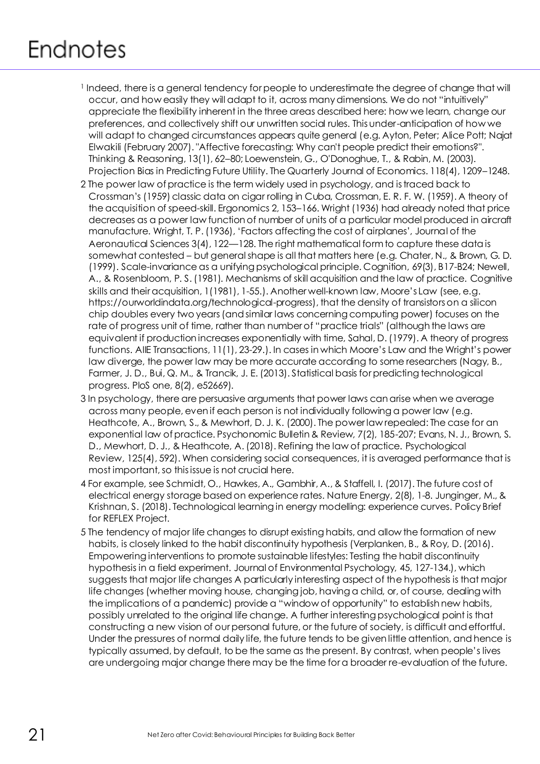# Endnotes

[1] Indeed, there is a general tendency for people to underestimate the degree of change that will occur, and how easily they will adapt to it, across many dimensions. We do not "intuitively" appreciate the flexibility inherent in the three areas described here: how we learn, change our preferences, and collectively shift our unwritten social rules. This under-anticipation of how we will adapt to changed circumstances appears quite general (e.g. Ayton, Peter; Alice Pott; Najat Elwakili (February 2007). "Affective forecasting: Why can't people predict their emotions?". Thinking & Reasoning, 13(1), 62–80; Loewenstein, G., O'Donoghue, T., & Rabin, M. (2003). Projection Bias in Predicting Future Utility. The Quarterly Journal of Economics. 118(4), 1209–1248.

2 The power law of practice is the term widely used in psychology, and is traced back to Crossman's (1959) classic data on cigar rolling in Cuba, Crossman, E. R. F. W. (1959). A theory of the acquisition of speed-skill. Ergonomics 2, 153–166. Wright (1936) had already noted that price decreases as a power law function of number of units of a particular model produced in aircraft manufacture. Wright, T. P. (1936), 'Factors affecting the cost of airplanes', Journal of the Aeronautical Sciences 3(4), 122—128. The right mathematical form to capture these data is somewhat contested – but general shape is all that matters here (e.g. Chater, N., & Brown, G. D. (1999). Scale-invariance as a unifying psychological principle. Cognition, 69(3), B17-B24; Newell, A., & Rosenbloom, P. S. (1981). Mechanisms of skill acquisition and the law of practice. Cognitive skills and their acquisition, 1(1981), 1-55.). Another well-known law, Moore's Law (see, e.g. https://ourworldindata.org/technological-progress), that the density of transistors on a silicon chip doubles every two years (and similar laws concerning computing power) focuses on the rate of progress unit of time, rather than number of "practice trials" (although the laws are equivalent if production increases exponentially with time, Sahal, D. (1979). A theory of progress functions. AIIE Transactions, 11(1), 23-29.). In cases in which Moore's Law and the Wright's power law diverge, the power law may be more accurate according to some researchers (Nagy, B., Farmer, J. D., Bui, Q. M., & Trancik, J. E. (2013). Statistical basis for predicting technological progress. PloS one, 8(2), e52669).

3 In psychology, there are persuasive arguments that power laws can arise when we average across many people, even if each person is not individually following a power law (e.g. Heathcote, A., Brown, S., & Mewhort, D. J. K. (2000). The power law repealed: The case for an exponential law of practice. Psychonomic Bulletin & Review, 7(2), 185-207; Evans, N. J., Brown, S. D., Mewhort, D. J., & Heathcote, A. (2018). Refining the law of practice. Psychological Review, 125(4), 592). When considering social consequences, it is averaged performance that is most important, so this issue is not crucial here.

4 For example, see Schmidt, O., Hawkes, A., Gambhir, A., & Staffell, I. (2017). The future cost of electrical energy storage based on experience rates. Nature Energy, 2(8), 1-8. Junginger, M., & Krishnan, S. (2018). Technological learning in energy modelling: experience curves. Policy Brief for REFLEX Project.

5 The tendency of major life changes to disrupt existing habits, and allow the formation of new habits, is closely linked to the habit discontinuity hypothesis (Verplanken, B., & Roy, D. (2016). Empowering interventions to promote sustainable lifestyles: Testing the habit discontinuity hypothesis in a field experiment. Journal of Environmental Psychology, 45, 127-134.), which suggests that major life changes A particularly interesting aspect of the hypothesis is that major life changes (whether moving house, changing job, having a child, or, of course, dealing with the implications of a pandemic) provide a "window of opportunity" to establish new habits, possibly unrelated to the original life change. A further interesting psychological point is that constructing a new vision of our personal future, or the future of society, is difficult and effortful. Under the pressures of normal daily life, the future tends to be given little attention, and hence is typically assumed, by default, to be the same as the present. By contrast, when people's lives are undergoing major change there may be the time for a broader re-evaluation of the future.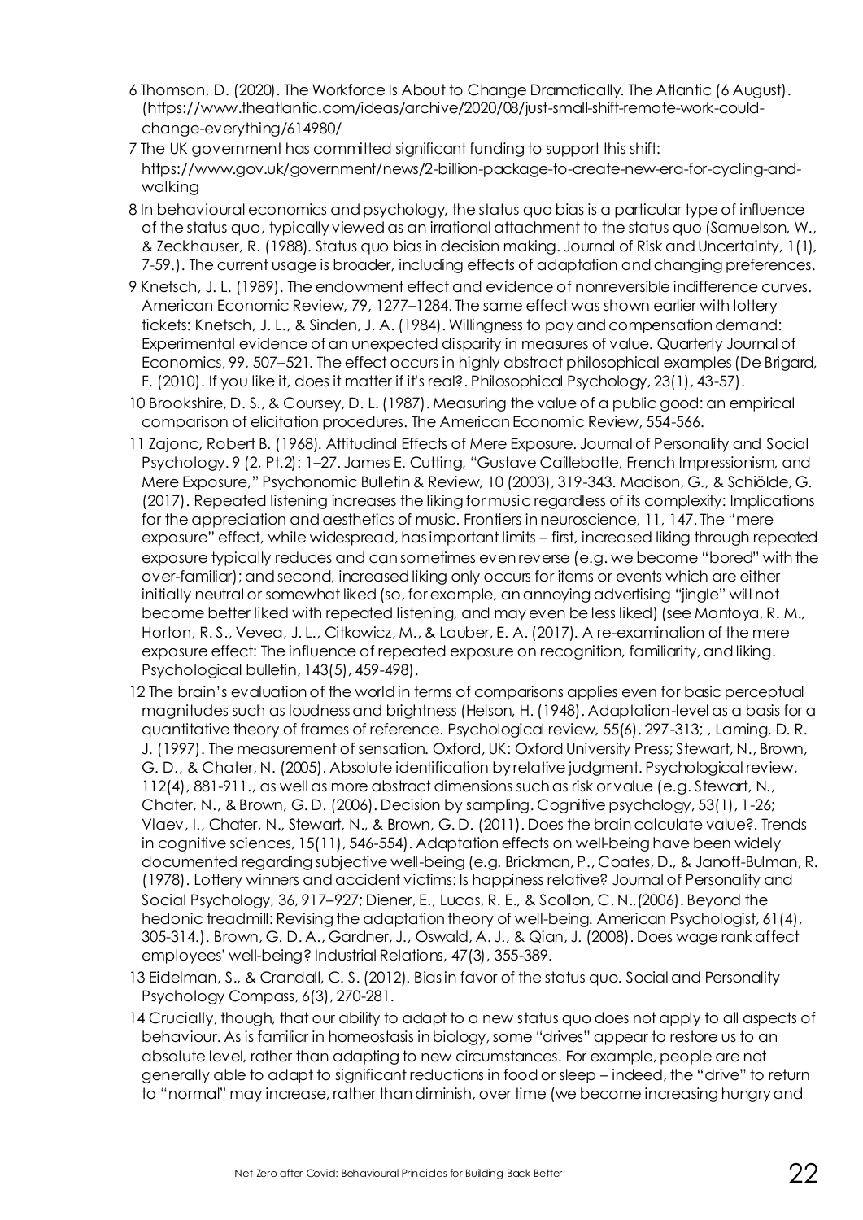6 Thomson, D. (2020). The Workforce Is About to Change Dramatically. The Atlantic (6 August). (https://www.theatlantic.com/ideas/archive/2020/08/just-small-shift-remote-work-could-change-everything/614980/

7 The UK government has committed significant funding to support this shift: https://www.gov.uk/government/news/2-billion-package-to-create-new-era-for-cycling-and-walking

8 In behavioural economics and psychology, the status quo bias is a particular type of influence of the status quo, typically viewed as an irrational attachment to the status quo (Samuelson, W., & Zeckhauser, R. (1988). Status quo bias in decision making. Journal of Risk and Uncertainty, 1(1), 7-59.). The current usage is broader, including effects of adaptation and changing preferences.

9 Knetsch, J. L. (1989). The endowment effect and evidence of nonreversible indifference curves. American Economic Review, 79, 1277–1284. The same effect was shown earlier with lottery tickets: Knetsch, J. L., & Sinden, J. A. (1984). Willingness to pay and compensation demand: Experimental evidence of an unexpected disparity in measures of value. Quarterly Journal of Economics, 99, 507–521. The effect occurs in highly abstract philosophical examples (De Brigard, F. (2010). If you like it, does it matter if it's real?. Philosophical Psychology, 23(1), 43-57).

10 Brookshire, D. S., & Coursey, D. L. (1987). Measuring the value of a public good: an empirical comparison of elicitation procedures. The American Economic Review, 554-566.

11 Zajonc, Robert B. (1968). Attitudinal Effects of Mere Exposure. Journal of Personality and Social Psychology. 9 (2, Pt.2): 1–27. James E. Cutting, "Gustave Caillebotte, French Impressionism, and Mere Exposure," Psychonomic Bulletin & Review, 10 (2003), 319-343. Madison, G., & Schiölde, G. (2017). Repeated listening increases the liking for music regardless of its complexity: Implications for the appreciation and aesthetics of music. Frontiers in neuroscience, 11, 147. The "mere exposure" effect, while widespread, has important limits – first, increased liking through repeated exposure typically reduces and can sometimes even reverse (e.g. we become "bored" with the over-familiar); and second, increased liking only occurs for items or events which are either initially neutral or somewhat liked (so, for example, an annoying advertising "jingle" will not become better liked with repeated listening, and may even be less liked) (see Montoya, R. M., Horton, R. S., Vevea, J. L., Citkowicz, M., & Lauber, E. A. (2017). A re-examination of the mere exposure effect: The influence of repeated exposure on recognition, familiarity, and liking. Psychological bulletin, 143(5), 459-498).

12 The brain's evaluation of the world in terms of comparisons applies even for basic perceptual magnitudes such as loudness and brightness (Helson, H. (1948). Adaptation-level as a basis for a quantitative theory of frames of reference. Psychological review, 55(6), 297-313; , Laming, D. R. J. (1997). The measurement of sensation. Oxford, UK: Oxford University Press; Stewart, N., Brown, G. D., & Chater, N. (2005). Absolute identification by relative judgment. Psychological review, 112(4), 881-911., as well as more abstract dimensions such as risk or value (e.g. Stewart, N., Chater, N., & Brown, G. D. (2006). Decision by sampling. Cognitive psychology, 53(1), 1-26; Vlaev, I., Chater, N., Stewart, N., & Brown, G. D. (2011). Does the brain calculate value?. Trends in cognitive sciences, 15(11), 546-554). Adaptation effects on well-being have been widely documented regarding subjective well-being (e.g. Brickman, P., Coates, D., & Janoff-Bulman, R. (1978). Lottery winners and accident victims: Is happiness relative? Journal of Personality and Social Psychology, 36, 917–927; Diener, E., Lucas, R. E., & Scollon, C. N..(2006). Beyond the hedonic treadmill: Revising the adaptation theory of well-being. American Psychologist, 61(4), 305-314.). Brown, G. D. A., Gardner, J., Oswald, A. J., & Qian, J. (2008). Does wage rank affect employees' well-being? Industrial Relations, 47(3), 355-389.

13 Eidelman, S., & Crandall, C. S. (2012). Bias in favor of the status quo. Social and Personality Psychology Compass, 6(3), 270-281.

14 Crucially, though, that our ability to adapt to a new status quo does not apply to all aspects of behaviour. As is familiar in homeostasis in biology, some "drives" appear to restore us to an absolute level, rather than adapting to new circumstances. For example, people are not generally able to adapt to significant reductions in food or sleep – indeed, the "drive" to return to "normal" may increase, rather than diminish, over time (we become increasing hungry and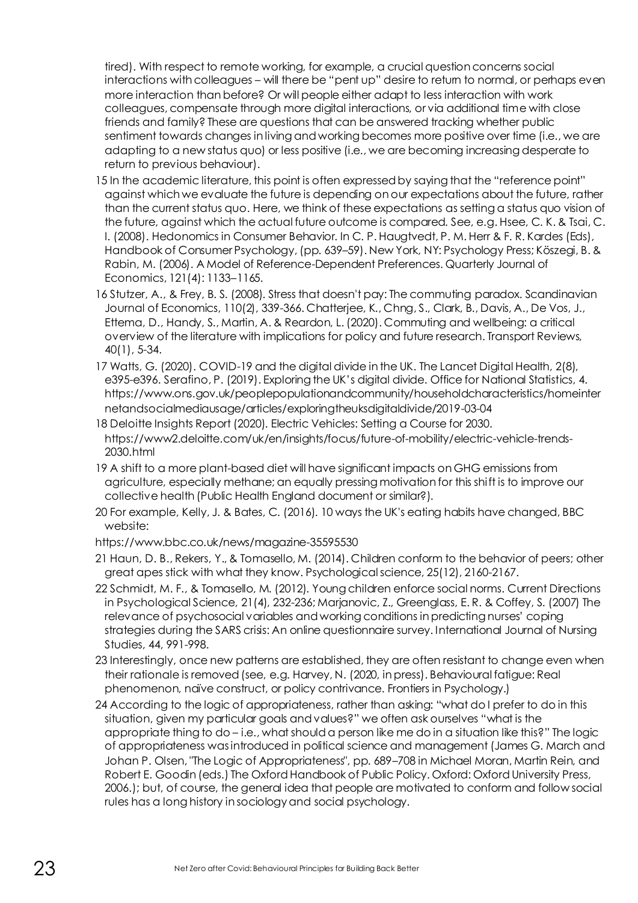tired). With respect to remote working, for example, a crucial question concerns social interactions with colleagues – will there be "pent up" desire to return to normal, or perhaps even more interaction than before? Or will people either adapt to less interaction with work colleagues, compensate through more digital interactions, or via additional time with close friends and family? These are questions that can be answered tracking whether public sentiment towards changes in living and working becomes more positive over time (i.e., we are adapting to a new status quo) or less positive (i.e., we are becoming increasing desperate to return to previous behaviour).

15 In the academic literature, this point is often expressed by saying that the "reference point" against which we evaluate the future is depending on our expectations about the future, rather than the current status quo. Here, we think of these expectations as setting a status quo vision of the future, against which the actual future outcome is compared. See, e.g. Hsee, C. K. & Tsai, C. I. (2008). Hedonomics in Consumer Behavior. In C. P. Haugtvedt, P. M. Herr & F. R. Kardes (Eds), Handbook of Consumer Psychology, (pp. 639–59). New York, NY: Psychology Press; Köszegi, B. & Rabin, M. (2006). A Model of Reference-Dependent Preferences. Quarterly Journal of Economics, 121(4): 1133–1165.

16 Stutzer, A., & Frey, B. S. (2008). Stress that doesn't pay: The commuting paradox. Scandinavian Journal of Economics, 110(2), 339-366. Chatterjee, K., Chng, S., Clark, B., Davis, A., De Vos, J., Ettema, D., Handy, S., Martin, A. & Reardon, L. (2020). Commuting and wellbeing: a critical overview of the literature with implications for policy and future research. Transport Reviews, 40(1), 5-34.

17 Watts, G. (2020). COVID-19 and the digital divide in the UK. The Lancet Digital Health, 2(8), e395-e396. Serafino, P. (2019). Exploring the UK's digital divide. Office for National Statistics, 4. https://www.ons.gov.uk/peoplepopulationandcommunity/householdcharacteristics/homeinternetandsocialmediausage/articles/exploringtheuksdigitaldivide/2019-03-04

18 Deloitte Insights Report (2020). Electric Vehicles: Setting a Course for 2030. https://www2.deloitte.com/uk/en/insights/focus/future-of-mobility/electric-vehicle-trends-2030.html

19 A shift to a more plant-based diet will have significant impacts on GHG emissions from agriculture, especially methane; an equally pressing motivation for this shift is to improve our collective health (Public Health England document or similar?).

20 For example, Kelly, J. & Bates, C. (2016). 10 ways the UK's eating habits have changed, BBC website:
https://www.bbc.co.uk/news/magazine-35595530

21 Haun, D. B., Rekers, Y., & Tomasello, M. (2014). Children conform to the behavior of peers; other great apes stick with what they know. Psychological science, 25(12), 2160-2167.

22 Schmidt, M. F., & Tomasello, M. (2012). Young children enforce social norms. Current Directions in Psychological Science, 21(4), 232-236; Marjanovic, Z., Greenglass, E. R. & Coffey, S. (2007) The relevance of psychosocial variables and working conditions in predicting nurses' coping strategies during the SARS crisis: An online questionnaire survey. International Journal of Nursing Studies, 44, 991-998.

23 Interestingly, once new patterns are established, they are often resistant to change even when their rationale is removed (see, e.g. Harvey, N. (2020, in press). Behavioural fatigue: Real phenomenon, naïve construct, or policy contrivance. Frontiers in Psychology.)

24 According to the logic of appropriateness, rather than asking: "what do I prefer to do in this situation, given my particular goals and values?" we often ask ourselves "what is the appropriate thing to do – i.e., what should a person like me do in a situation like this?" The logic of appropriateness was introduced in political science and management (James G. March and Johan P. Olsen, "The Logic of Appropriateness", pp. 689–708 in Michael Moran, Martin Rein, and Robert E. Goodin (eds.) The Oxford Handbook of Public Policy. Oxford: Oxford University Press, 2006.); but, of course, the general idea that people are motivated to conform and follow social rules has a long history in sociology and social psychology.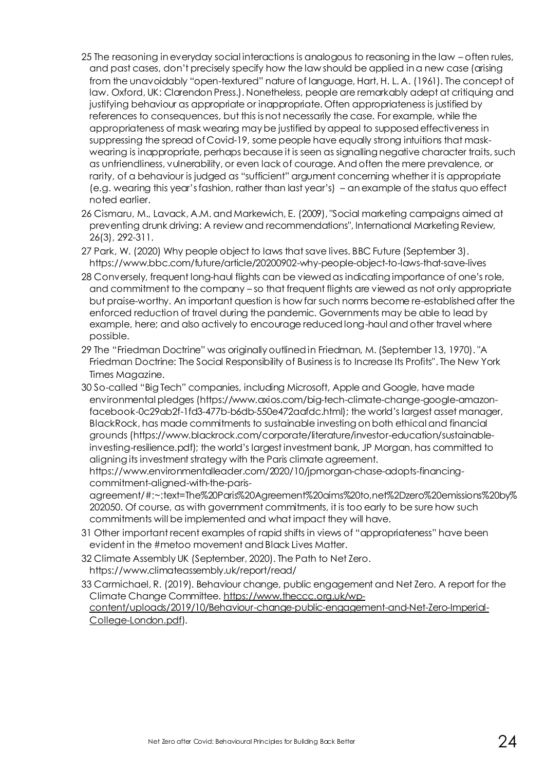25 The reasoning in everyday social interactions is analogous to reasoning in the law – often rules, and past cases, don't precisely specify how the law should be applied in a new case (arising from the unavoidably "open-textured" nature of language, Hart, H. L. A. (1961). The concept of law. Oxford, UK: Clarendon Press.). Nonetheless, people are remarkably adept at critiquing and justifying behaviour as appropriate or inappropriate. Often appropriateness is justified by references to consequences, but this is not necessarily the case. For example, while the appropriateness of mask wearing may be justified by appeal to supposed effectiveness in suppressing the spread of Covid-19, some people have equally strong intuitions that mask-wearing is inappropriate, perhaps because it is seen as signalling negative character traits, such as unfriendliness, vulnerability, or even lack of courage. And often the mere prevalence, or rarity, of a behaviour is judged as "sufficient" argument concerning whether it is appropriate (e.g. wearing this year's fashion, rather than last year's) – an example of the status quo effect noted earlier.

26 Cismaru, M., Lavack, A.M. and Markewich, E. (2009), "Social marketing campaigns aimed at preventing drunk driving: A review and recommendations", International Marketing Review, 26(3), 292-311.

27 Park, W. (2020) Why people object to laws that save lives. BBC Future (September 3). https://www.bbc.com/future/article/20200902-why-people-object-to-laws-that-save-lives

28 Conversely, frequent long-haul flights can be viewed as indicating importance of one's role, and commitment to the company – so that frequent flights are viewed as not only appropriate but praise-worthy. An important question is how far such norms become re-established after the enforced reduction of travel during the pandemic. Governments may be able to lead by example, here; and also actively to encourage reduced long-haul and other travel where possible.

29 The "Friedman Doctrine" was originally outlined in Friedman, M. (September 13, 1970). "A Friedman Doctrine: The Social Responsibility of Business is to Increase Its Profits". The New York Times Magazine.

30 So-called "Big Tech" companies, including Microsoft, Apple and Google, have made environmental pledges (https://www.axios.com/big-tech-climate-change-google-amazon-facebook-0c29ab2f-1fd3-477b-b6db-550e472aafdc.html); the world's largest asset manager, BlackRock, has made commitments to sustainable investing on both ethical and financial grounds (https://www.blackrock.com/corporate/literature/investor-education/sustainable-investing-resilience.pdf); the world's largest investment bank, JP Morgan, has committed to aligning its investment strategy with the Paris climate agreement. https://www.environmentalleader.com/2020/10/jpmorgan-chase-adopts-financing-commitment-aligned-with-the-paris-agreement/#:~:text=The%20Paris%20Agreement%20aims%20to,net%2Dzero%20emissions%20by%202050. Of course, as with government commitments, it is too early to be sure how such commitments will be implemented and what impact they will have.

31 Other important recent examples of rapid shifts in views of "appropriateness" have been evident in the #metoo movement and Black Lives Matter.

32 Climate Assembly UK (September, 2020). The Path to Net Zero. https://www.climateassembly.uk/report/read/

33 Carmichael, R. (2019). Behaviour change, public engagement and Net Zero. A report for the Climate Change Committee. https://www.theccc.org.uk/wp-content/uploads/2019/10/Behaviour-change-public-engagement-and-Net-Zero-Imperial-College-London.pdf).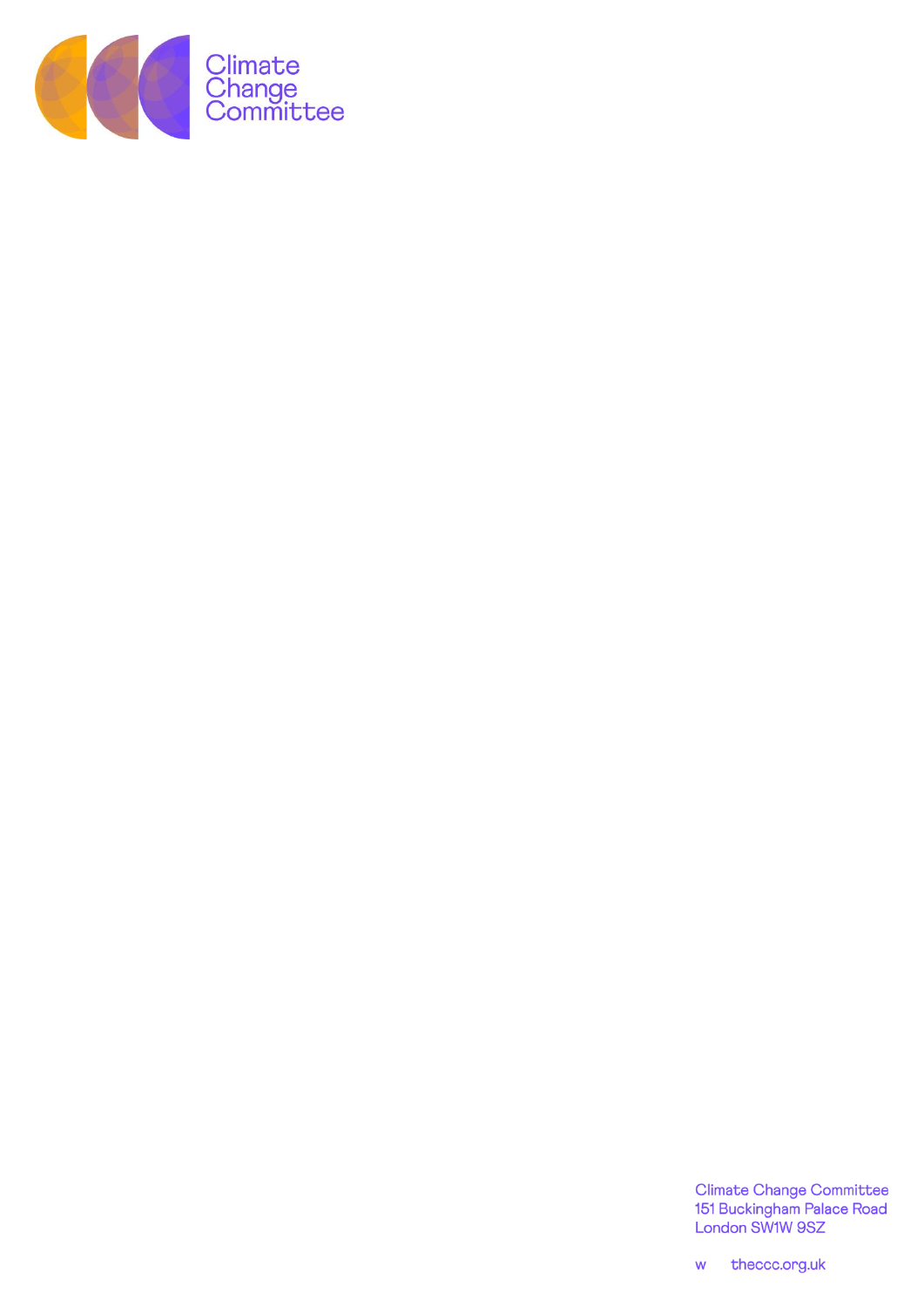Climate Change Committee

Climate Change Committee
151 Buckingham Palace Road
London SW1W 9SZ

w theccc.org.uk